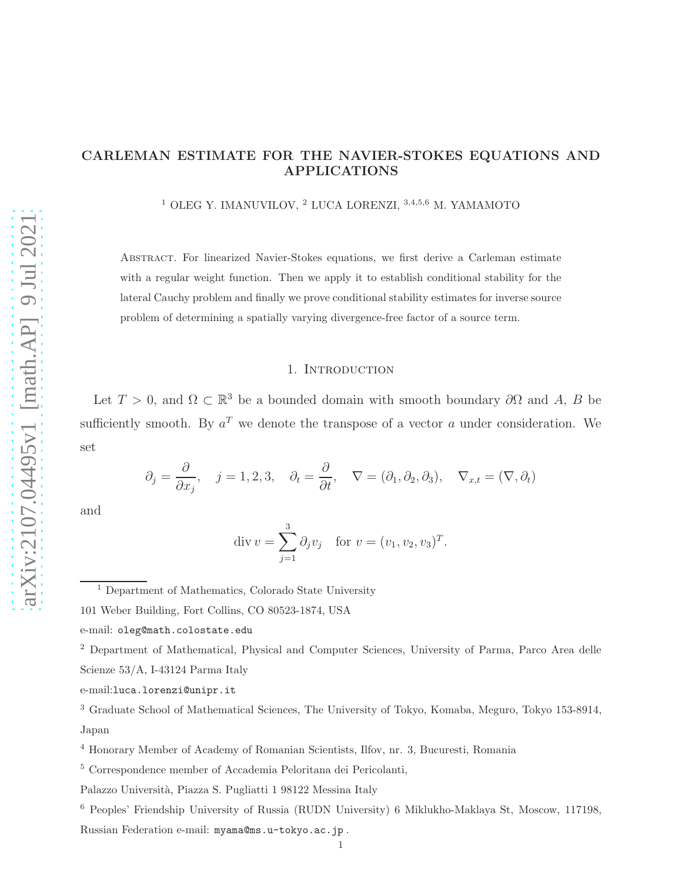# CARLEMAN ESTIMATE FOR THE NAVIER-STOKES EQUATIONS AND APPLICATIONS

[1] OLEG Y. IMANUVILOV, [2] LUCA LORENZI, [3,4,5,6] M. YAMAMOTO

Abstract. For linearized Navier-Stokes equations, we first derive a Carleman estimate with a regular weight function. Then we apply it to establish conditional stability for the lateral Cauchy problem and finally we prove conditional stability estimates for inverse source problem of determining a spatially varying divergence-free factor of a source term.

## 1. Introduction

Let $T > 0$, and $\Omega \subset \mathbb{R}^3$ be a bounded domain with smooth boundary $\partial\Omega$ and $A$, $B$ be sufficiently smooth. By $a^T$ we denote the transpose of a vector $a$ under consideration. We set

$$\partial_j = \frac{\partial}{\partial x_j}, \quad j = 1, 2, 3, \quad \partial_t = \frac{\partial}{\partial t}, \quad \nabla = (\partial_1, \partial_2, \partial_3), \quad \nabla_{x,t} = (\nabla, \partial_t)$$

and

$$\operatorname{div} v = \sum_{j=1}^{3} \partial_j v_j \quad \text{for } v = (v_1, v_2, v_3)^T.$$

---

[1] Department of Mathematics, Colorado State University

101 Weber Building, Fort Collins, CO 80523-1874, USA

e-mail: oleg@math.colostate.edu

[2] Department of Mathematical, Physical and Computer Sciences, University of Parma, Parco Area delle Scienze 53/A, I-43124 Parma Italy

e-mail:luca.lorenzi@unipr.it

[3] Graduate School of Mathematical Sciences, The University of Tokyo, Komaba, Meguro, Tokyo 153-8914, Japan

[4] Honorary Member of Academy of Romanian Scientists, Ilfov, nr. 3, Bucuresti, Romania

[5] Correspondence member of Accademia Peloritana dei Pericolanti,

Palazzo Università, Piazza S. Pugliatti 1 98122 Messina Italy

[6] Peoples' Friendship University of Russia (RUDN University) 6 Miklukho-Maklaya St, Moscow, 117198, Russian Federation e-mail: myama@ms.u-tokyo.ac.jp .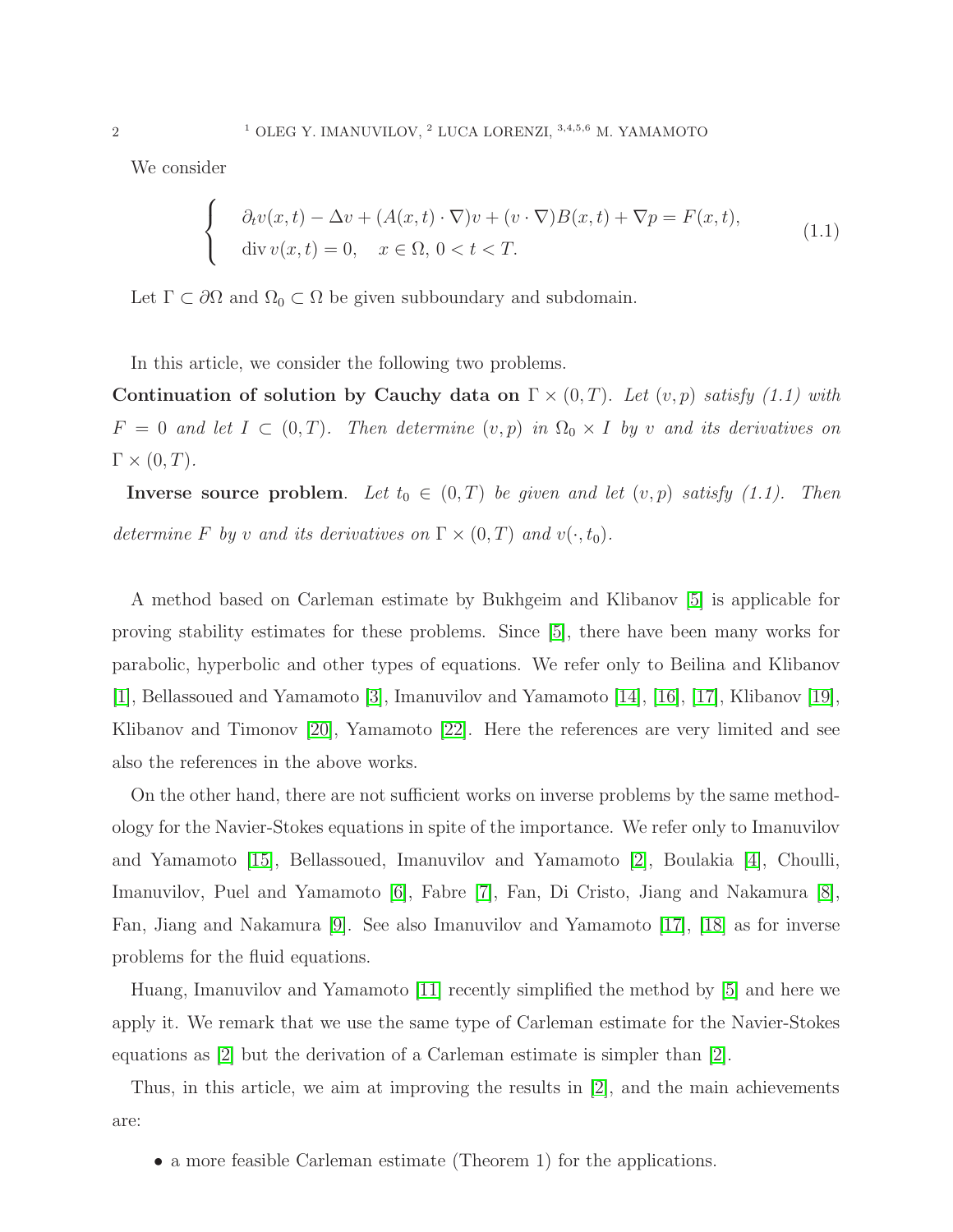We consider

$$
\begin{cases}
\partial_t v(x,t) - \Delta v + (A(x,t)\cdot\nabla)v + (v\cdot\nabla)B(x,t) + \nabla p = F(x,t), \\
\operatorname{div} v(x,t) = 0, \quad x\in\Omega,\ 0<t<T.
\end{cases}
\tag{1.1}
$$

Let $\Gamma \subset \partial\Omega$ and $\Omega_0 \subset \Omega$ be given subboundary and subdomain.

In this article, we consider the following two problems.

**Continuation of solution by Cauchy data on $\Gamma \times (0,T)$.** *Let $(v,p)$ satisfy (1.1) with $F=0$ and let $I \subset (0,T)$. Then determine $(v,p)$ in $\Omega_0 \times I$ by $v$ and its derivatives on $\Gamma \times (0,T)$.*

**Inverse source problem**. *Let $t_0 \in (0,T)$ be given and let $(v,p)$ satisfy (1.1). Then determine $F$ by $v$ and its derivatives on $\Gamma \times (0,T)$ and $v(\cdot,t_0)$.*

A method based on Carleman estimate by Bukhgeim and Klibanov [5] is applicable for proving stability estimates for these problems. Since [5], there have been many works for parabolic, hyperbolic and other types of equations. We refer only to Beilina and Klibanov [1], Bellassoued and Yamamoto [3], Imanuvilov and Yamamoto [14], [16], [17], Klibanov [19], Klibanov and Timonov [20], Yamamoto [22]. Here the references are very limited and see also the references in the above works.

On the other hand, there are not sufficient works on inverse problems by the same methodology for the Navier-Stokes equations in spite of the importance. We refer only to Imanuvilov and Yamamoto [15], Bellassoued, Imanuvilov and Yamamoto [2], Boulakia [4], Choulli, Imanuvilov, Puel and Yamamoto [6], Fabre [7], Fan, Di Cristo, Jiang and Nakamura [8], Fan, Jiang and Nakamura [9]. See also Imanuvilov and Yamamoto [17], [18] as for inverse problems for the fluid equations.

Huang, Imanuvilov and Yamamoto [11] recently simplified the method by [5] and here we apply it. We remark that we use the same type of Carleman estimate for the Navier-Stokes equations as [2] but the derivation of a Carleman estimate is simpler than [2].

Thus, in this article, we aim at improving the results in [2], and the main achievements are:

- a more feasible Carleman estimate (Theorem 1) for the applications.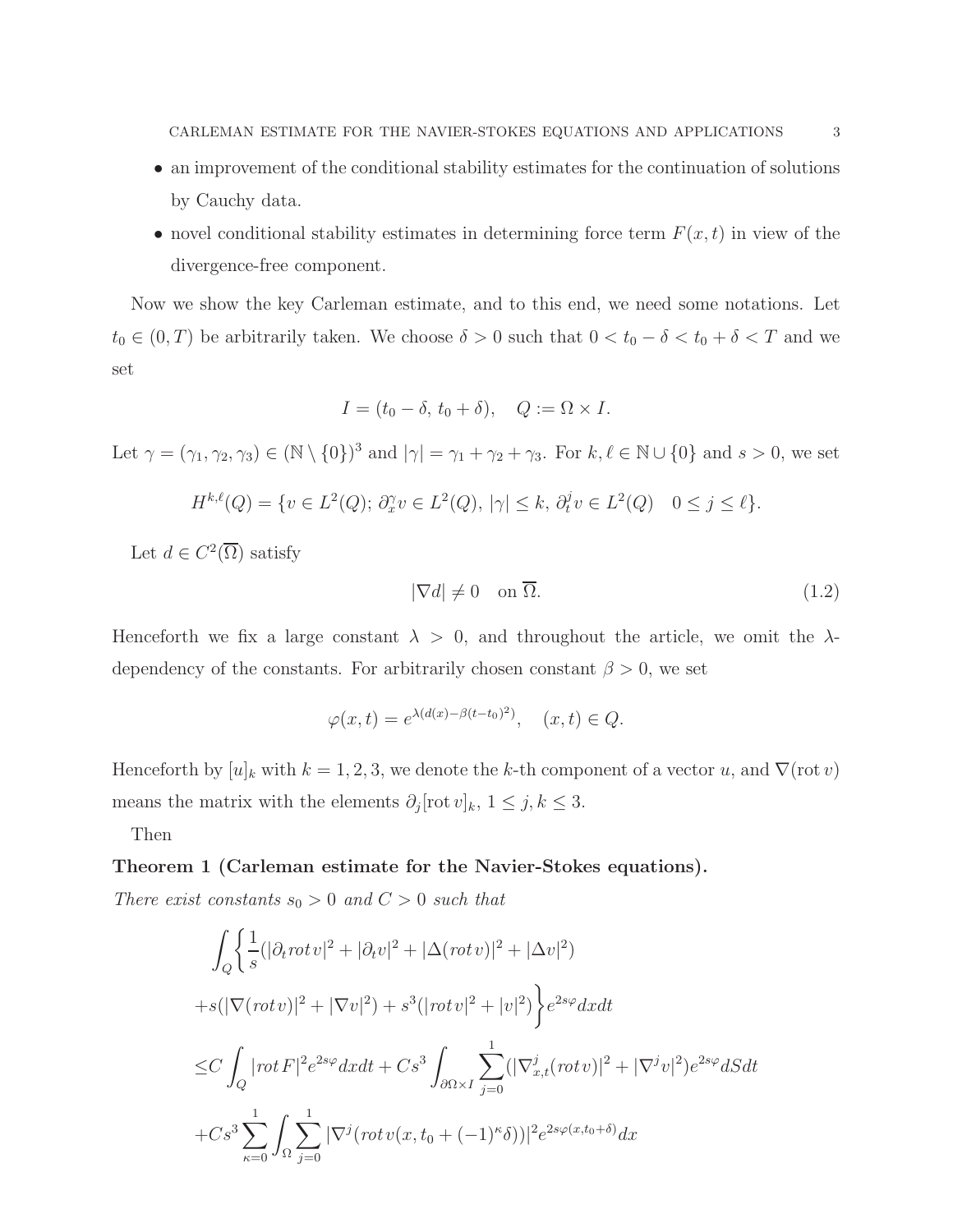- an improvement of the conditional stability estimates for the continuation of solutions by Cauchy data.
- novel conditional stability estimates in determining force term $F(x,t)$ in view of the divergence-free component.

Now we show the key Carleman estimate, and to this end, we need some notations. Let $t_0 \in (0,T)$ be arbitrarily taken. We choose $\delta > 0$ such that $0 < t_0 - \delta < t_0 + \delta < T$ and we set

$$I = (t_0 - \delta,\, t_0 + \delta), \quad Q := \Omega \times I.$$

Let $\gamma = (\gamma_1, \gamma_2, \gamma_3) \in (\mathbb{N} \setminus \{0\})^3$ and $|\gamma| = \gamma_1 + \gamma_2 + \gamma_3$. For $k, \ell \in \mathbb{N} \cup \{0\}$ and $s > 0$, we set

$$H^{k,\ell}(Q) = \{v \in L^2(Q);\, \partial_x^\gamma v \in L^2(Q),\, |\gamma| \le k,\, \partial_t^j v \in L^2(Q) \quad 0 \le j \le \ell\}.$$

Let $d \in C^2(\overline{\Omega})$ satisfy

$$|\nabla d| \ne 0 \quad \text{on } \overline{\Omega}. \tag{1.2}$$

Henceforth we fix a large constant $\lambda > 0$, and throughout the article, we omit the $\lambda$-dependency of the constants. For arbitrarily chosen constant $\beta > 0$, we set

$$\varphi(x,t) = e^{\lambda(d(x) - \beta(t-t_0)^2)}, \quad (x,t) \in Q.$$

Henceforth by $[u]_k$ with $k = 1,2,3$, we denote the $k$-th component of a vector $u$, and $\nabla(\mathrm{rot}\, v)$ means the matrix with the elements $\partial_j[\mathrm{rot}\, v]_k$, $1 \le j,k \le 3$.

Then

**Theorem 1 (Carleman estimate for the Navier-Stokes equations).**
*There exist constants $s_0 > 0$ and $C > 0$ such that*

$$\begin{aligned}
&\int_Q \biggl\{ \frac{1}{s}(|\partial_t \mathit{rot}\, v|^2 + |\partial_t v|^2 + |\Delta(\mathit{rot}\, v)|^2 + |\Delta v|^2) \\
&+ s(|\nabla(\mathit{rot}\, v)|^2 + |\nabla v|^2) + s^3(|\mathit{rot}\, v|^2 + |v|^2) \biggr\} e^{2s\varphi} dxdt \\
\le& C \int_Q |\mathit{rot}\, F|^2 e^{2s\varphi} dxdt + Cs^3 \int_{\partial\Omega \times I} \sum_{j=0}^{1} (|\nabla_{x,t}^j (\mathit{rot}\, v)|^2 + |\nabla^j v|^2) e^{2s\varphi} dSdt \\
&+ Cs^3 \sum_{\kappa=0}^{1} \int_\Omega \sum_{j=0}^{1} |\nabla^j (\mathit{rot}\, v(x, t_0 + (-1)^\kappa \delta))|^2 e^{2s\varphi(x, t_0+\delta)} dx
\end{aligned}$$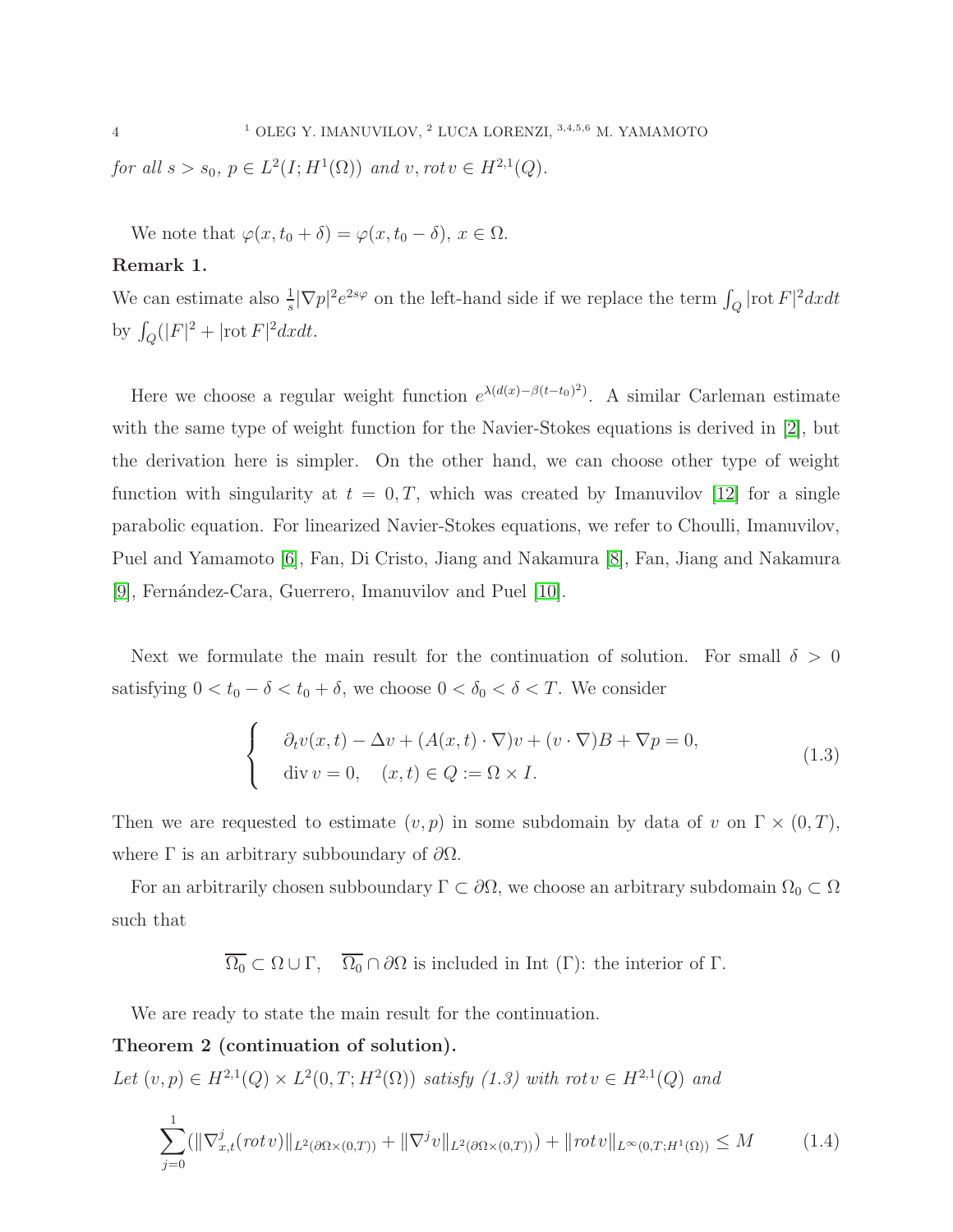*for all $s > s_0$, $p \in L^2(I; H^1(\Omega))$ and $v, rot\, v \in H^{2,1}(Q)$.*

We note that $\varphi(x, t_0 + \delta) = \varphi(x, t_0 - \delta)$, $x \in \Omega$.

**Remark 1.**

We can estimate also $\frac{1}{s}|\nabla p|^2 e^{2s\varphi}$ on the left-hand side if we replace the term $\int_Q |\text{rot}\, F|^2 dxdt$ by $\int_Q (|F|^2 + |\text{rot}\, F|^2 dxdt$.

Here we choose a regular weight function $e^{\lambda(d(x) - \beta(t-t_0)^2)}$. A similar Carleman estimate with the same type of weight function for the Navier-Stokes equations is derived in [2], but the derivation here is simpler. On the other hand, we can choose other type of weight function with singularity at $t = 0, T$, which was created by Imanuvilov [12] for a single parabolic equation. For linearized Navier-Stokes equations, we refer to Choulli, Imanuvilov, Puel and Yamamoto [6], Fan, Di Cristo, Jiang and Nakamura [8], Fan, Jiang and Nakamura [9], Fernández-Cara, Guerrero, Imanuvilov and Puel [10].

Next we formulate the main result for the continuation of solution. For small $\delta > 0$ satisfying $0 < t_0 - \delta < t_0 + \delta$, we choose $0 < \delta_0 < \delta < T$. We consider

$$
\begin{cases}
\partial_t v(x,t) - \Delta v + (A(x,t) \cdot \nabla) v + (v \cdot \nabla) B + \nabla p = 0, \\
\text{div}\, v = 0, \quad (x,t) \in Q := \Omega \times I.
\end{cases}
\tag{1.3}
$$

Then we are requested to estimate $(v, p)$ in some subdomain by data of $v$ on $\Gamma \times (0, T)$, where $\Gamma$ is an arbitrary subboundary of $\partial\Omega$.

For an arbitrarily chosen subboundary $\Gamma \subset \partial\Omega$, we choose an arbitrary subdomain $\Omega_0 \subset \Omega$ such that

$$
\overline{\Omega_0} \subset \Omega \cup \Gamma, \quad \overline{\Omega_0} \cap \partial\Omega \text{ is included in Int } (\Gamma)\text{: the interior of } \Gamma.
$$

We are ready to state the main result for the continuation.

**Theorem 2 (continuation of solution).**

*Let $(v, p) \in H^{2,1}(Q) \times L^2(0, T; H^2(\Omega))$ satisfy (1.3) with $rot\, v \in H^{2,1}(Q)$ and*

$$
\sum_{j=0}^{1} (\|\nabla_{x,t}^j (rot\, v)\|_{L^2(\partial\Omega \times (0,T))} + \|\nabla^j v\|_{L^2(\partial\Omega \times (0,T))}) + \|rot\, v\|_{L^\infty(0,T;H^1(\Omega))} \le M \tag{1.4}
$$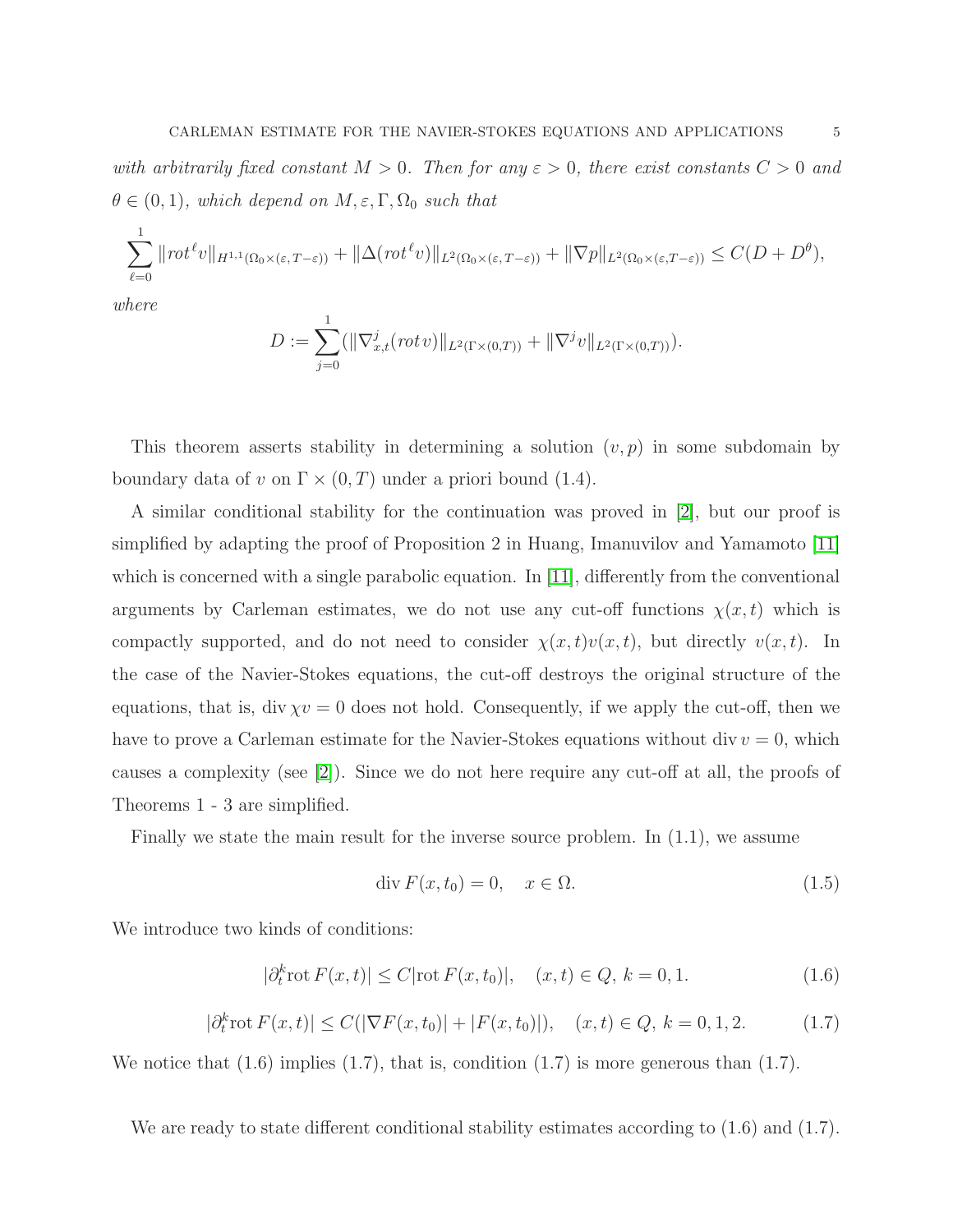*with arbitrarily fixed constant $M > 0$. Then for any $\varepsilon > 0$, there exist constants $C > 0$ and $\theta \in (0,1)$, which depend on $M, \varepsilon, \Gamma, \Omega_0$ such that*

$$\sum_{\ell=0}^{1} \|rot^\ell v\|_{H^{1,1}(\Omega_0\times(\varepsilon,T-\varepsilon))} + \|\Delta(rot^\ell v)\|_{L^2(\Omega_0\times(\varepsilon,T-\varepsilon))} + \|\nabla p\|_{L^2(\Omega_0\times(\varepsilon,T-\varepsilon))} \le C(D + D^\theta),$$

*where*

$$D := \sum_{j=0}^{1}(\|\nabla^j_{x,t}(rot\, v)\|_{L^2(\Gamma\times(0,T))} + \|\nabla^j v\|_{L^2(\Gamma\times(0,T))}).$$

This theorem asserts stability in determining a solution $(v, p)$ in some subdomain by boundary data of $v$ on $\Gamma \times (0,T)$ under a priori bound (1.4).

A similar conditional stability for the continuation was proved in [2], but our proof is simplified by adapting the proof of Proposition 2 in Huang, Imanuvilov and Yamamoto [11] which is concerned with a single parabolic equation. In [11], differently from the conventional arguments by Carleman estimates, we do not use any cut-off functions $\chi(x,t)$ which is compactly supported, and do not need to consider $\chi(x,t)v(x,t)$, but directly $v(x,t)$. In the case of the Navier-Stokes equations, the cut-off destroys the original structure of the equations, that is, $\mathrm{div}\,\chi v = 0$ does not hold. Consequently, if we apply the cut-off, then we have to prove a Carleman estimate for the Navier-Stokes equations without $\mathrm{div}\, v = 0$, which causes a complexity (see [2]). Since we do not here require any cut-off at all, the proofs of Theorems 1 - 3 are simplified.

Finally we state the main result for the inverse source problem. In (1.1), we assume

$$\mathrm{div}\, F(x, t_0) = 0, \quad x \in \Omega. \tag{1.5}$$

We introduce two kinds of conditions:

$$|\partial_t^k \mathrm{rot}\, F(x,t)| \le C|\mathrm{rot}\, F(x,t_0)|, \quad (x,t) \in Q,\ k = 0,1. \tag{1.6}$$

$$|\partial_t^k \mathrm{rot}\, F(x,t)| \le C(|\nabla F(x,t_0)| + |F(x,t_0)|), \quad (x,t) \in Q,\ k = 0,1,2. \tag{1.7}$$

We notice that (1.6) implies (1.7), that is, condition (1.7) is more generous than (1.7).

We are ready to state different conditional stability estimates according to (1.6) and (1.7).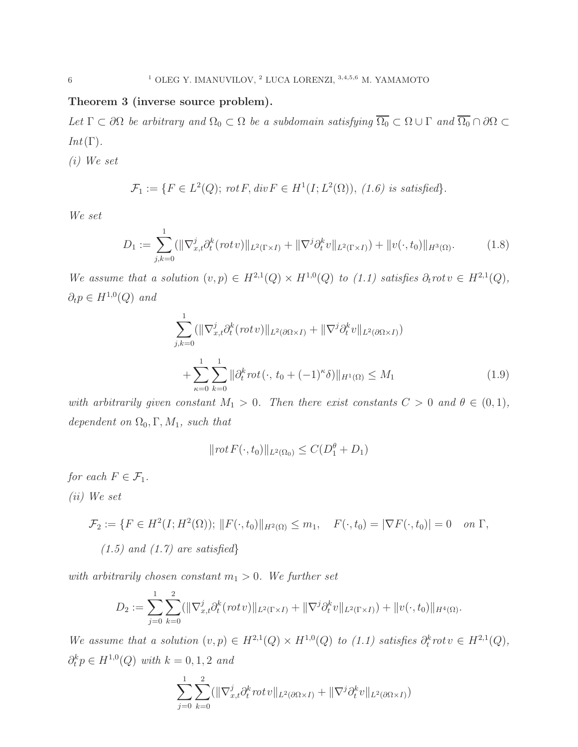**Theorem 3 (inverse source problem).**

*Let $\Gamma \subset \partial\Omega$ be arbitrary and $\Omega_0 \subset \Omega$ be a subdomain satisfying $\overline{\Omega_0} \subset \Omega \cup \Gamma$ and $\overline{\Omega_0} \cap \partial\Omega \subset Int(\Gamma)$.*

*(i) We set*

$$\mathcal{F}_1 := \{F \in L^2(Q);\ rot\, F,\, div\, F \in H^1(I; L^2(\Omega)),\ \text{(1.6) is satisfied}\}.$$

*We set*

$$D_1 := \sum_{j,k=0}^{1} (\|\nabla_{x,t}^j \partial_t^k (rot\, v)\|_{L^2(\Gamma\times I)} + \|\nabla^j \partial_t^k v\|_{L^2(\Gamma\times I)}) + \|v(\cdot, t_0)\|_{H^3(\Omega)}. \tag{1.8}$$

*We assume that a solution $(v,p) \in H^{2,1}(Q) \times H^{1,0}(Q)$ to (1.1) satisfies $\partial_t rot\, v \in H^{2,1}(Q)$, $\partial_t p \in H^{1,0}(Q)$ and*

$$\sum_{j,k=0}^{1} (\|\nabla_{x,t}^j \partial_t^k (rot\, v)\|_{L^2(\partial\Omega\times I)} + \|\nabla^j \partial_t^k v\|_{L^2(\partial\Omega\times I)})$$
$$+ \sum_{\kappa=0}^{1}\sum_{k=0}^{1} \|\partial_t^k rot(\cdot,\, t_0 + (-1)^\kappa \delta)\|_{H^1(\Omega)} \le M_1 \tag{1.9}$$

*with arbitrarily given constant $M_1 > 0$. Then there exist constants $C > 0$ and $\theta \in (0,1)$, dependent on $\Omega_0, \Gamma, M_1$, such that*

$$\|rot\, F(\cdot, t_0)\|_{L^2(\Omega_0)} \le C(D_1^\theta + D_1)$$

*for each $F \in \mathcal{F}_1$.*

*(ii) We set*

$$\mathcal{F}_2 := \{F \in H^2(I; H^2(\Omega));\ \|F(\cdot, t_0)\|_{H^2(\Omega)} \le m_1, \quad F(\cdot, t_0) = |\nabla F(\cdot, t_0)| = 0 \quad \text{on } \Gamma,$$
$$\text{(1.5) and (1.7) are satisfied}\}$$

*with arbitrarily chosen constant $m_1 > 0$. We further set*

$$D_2 := \sum_{j=0}^{1}\sum_{k=0}^{2} (\|\nabla_{x,t}^j \partial_t^k (rot\, v)\|_{L^2(\Gamma\times I)} + \|\nabla^j \partial_t^k v\|_{L^2(\Gamma\times I)}) + \|v(\cdot, t_0)\|_{H^4(\Omega)}.$$

*We assume that a solution $(v,p) \in H^{2,1}(Q) \times H^{1,0}(Q)$ to (1.1) satisfies $\partial_t^k rot\, v \in H^{2,1}(Q)$, $\partial_t^k p \in H^{1,0}(Q)$ with $k = 0, 1, 2$ and*

$$\sum_{j=0}^{1}\sum_{k=0}^{2} (\|\nabla_{x,t}^j \partial_t^k rot\, v\|_{L^2(\partial\Omega\times I)} + \|\nabla^j \partial_t^k v\|_{L^2(\partial\Omega\times I)})$$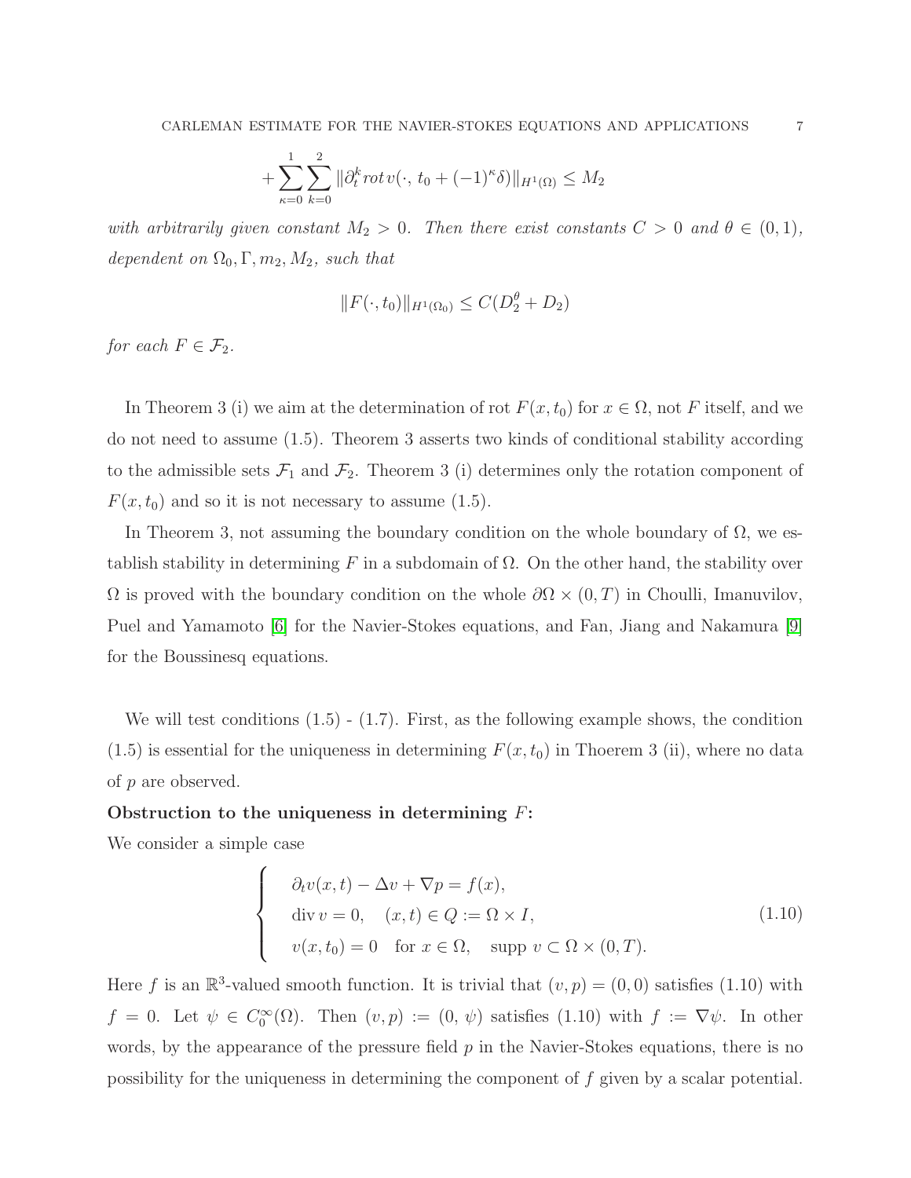$$+\sum_{\kappa=0}^{1}\sum_{k=0}^{2}\|\partial_t^k rot\, v(\cdot,\, t_0+(-1)^\kappa\delta)\|_{H^1(\Omega)} \le M_2$$

*with arbitrarily given constant $M_2 > 0$. Then there exist constants $C > 0$ and $\theta \in (0,1)$, dependent on $\Omega_0, \Gamma, m_2, M_2$, such that*

$$\|F(\cdot, t_0)\|_{H^1(\Omega_0)} \le C(D_2^\theta + D_2)$$

*for each $F \in \mathcal{F}_2$.*

In Theorem 3 (i) we aim at the determination of rot $F(x, t_0)$ for $x \in \Omega$, not $F$ itself, and we do not need to assume (1.5). Theorem 3 asserts two kinds of conditional stability according to the admissible sets $\mathcal{F}_1$ and $\mathcal{F}_2$. Theorem 3 (i) determines only the rotation component of $F(x, t_0)$ and so it is not necessary to assume (1.5).

In Theorem 3, not assuming the boundary condition on the whole boundary of $\Omega$, we establish stability in determining $F$ in a subdomain of $\Omega$. On the other hand, the stability over $\Omega$ is proved with the boundary condition on the whole $\partial\Omega \times (0,T)$ in Choulli, Imanuvilov, Puel and Yamamoto [6] for the Navier-Stokes equations, and Fan, Jiang and Nakamura [9] for the Boussinesq equations.

We will test conditions (1.5) - (1.7). First, as the following example shows, the condition (1.5) is essential for the uniqueness in determining $F(x, t_0)$ in Thoerem 3 (ii), where no data of $p$ are observed.

**Obstruction to the uniqueness in determining $F$:**

We consider a simple case

$$\begin{cases} \partial_t v(x,t) - \Delta v + \nabla p = f(x), \\ \operatorname{div} v = 0, \quad (x,t) \in Q := \Omega \times I, \\ v(x, t_0) = 0 \quad \text{for } x \in \Omega, \quad \text{supp } v \subset \Omega \times (0,T). \end{cases} \tag{1.10}$$

Here $f$ is an $\mathbb{R}^3$-valued smooth function. It is trivial that $(v, p) = (0, 0)$ satisfies (1.10) with $f = 0$. Let $\psi \in C_0^\infty(\Omega)$. Then $(v, p) := (0, \psi)$ satisfies (1.10) with $f := \nabla\psi$. In other words, by the appearance of the pressure field $p$ in the Navier-Stokes equations, there is no possibility for the uniqueness in determining the component of $f$ given by a scalar potential.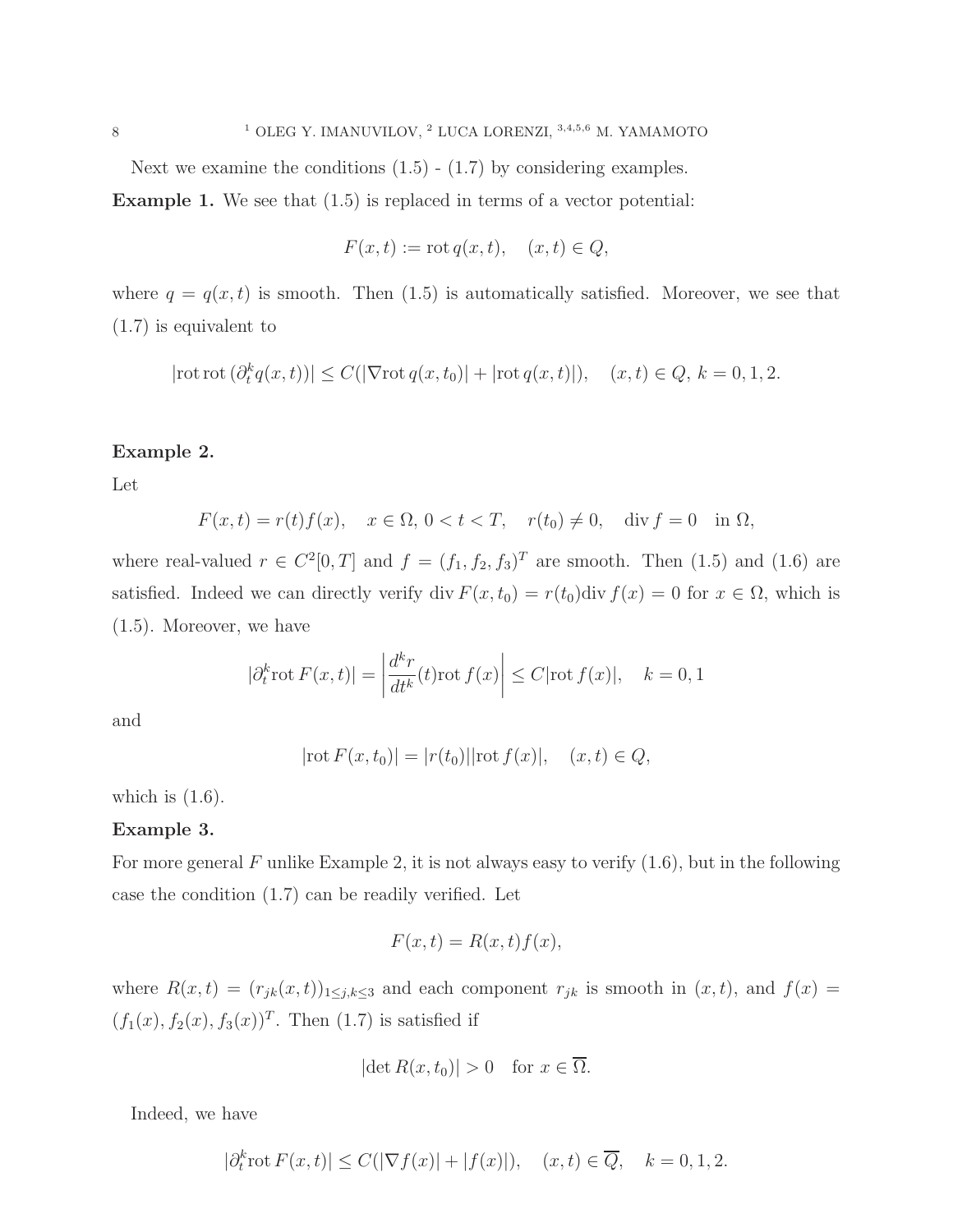Next we examine the conditions (1.5) - (1.7) by considering examples.

**Example 1.** We see that (1.5) is replaced in terms of a vector potential:

$$F(x,t) := \mathrm{rot}\, q(x,t), \quad (x,t) \in Q,$$

where $q = q(x,t)$ is smooth. Then (1.5) is automatically satisfied. Moreover, we see that (1.7) is equivalent to

$$|\mathrm{rot}\,\mathrm{rot}\,(\partial_t^k q(x,t))| \le C(|\nabla \mathrm{rot}\, q(x,t_0)| + |\mathrm{rot}\, q(x,t)|), \quad (x,t) \in Q,\ k = 0,1,2.$$

**Example 2.**

Let

$$F(x,t) = r(t)f(x), \quad x \in \Omega,\ 0 < t < T, \quad r(t_0) \ne 0, \quad \mathrm{div}\, f = 0 \quad \text{in } \Omega,$$

where real-valued $r \in C^2[0,T]$ and $f = (f_1, f_2, f_3)^T$ are smooth. Then (1.5) and (1.6) are satisfied. Indeed we can directly verify $\mathrm{div}\, F(x,t_0) = r(t_0)\mathrm{div}\, f(x) = 0$ for $x \in \Omega$, which is (1.5). Moreover, we have

$$|\partial_t^k \mathrm{rot}\, F(x,t)| = \left| \frac{d^k r}{dt^k}(t) \mathrm{rot}\, f(x) \right| \le C|\mathrm{rot}\, f(x)|, \quad k = 0,1$$

and

$$|\mathrm{rot}\, F(x,t_0)| = |r(t_0)||\mathrm{rot}\, f(x)|, \quad (x,t) \in Q,$$

which is (1.6).

**Example 3.**

For more general $F$ unlike Example 2, it is not always easy to verify (1.6), but in the following case the condition (1.7) can be readily verified. Let

$$F(x,t) = R(x,t)f(x),$$

where $R(x,t) = (r_{jk}(x,t))_{1 \le j,k \le 3}$ and each component $r_{jk}$ is smooth in $(x,t)$, and $f(x) = (f_1(x), f_2(x), f_3(x))^T$. Then (1.7) is satisfied if

$$|\det R(x,t_0)| > 0 \quad \text{for } x \in \overline{\Omega}.$$

Indeed, we have

$$|\partial_t^k \mathrm{rot}\, F(x,t)| \le C(|\nabla f(x)| + |f(x)|), \quad (x,t) \in \overline{Q}, \quad k = 0,1,2.$$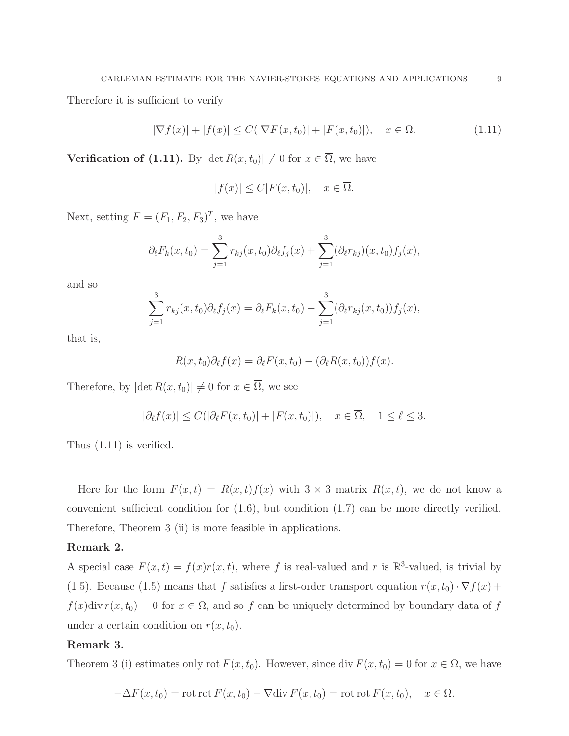Therefore it is sufficient to verify

$$|\nabla f(x)| + |f(x)| \le C(|\nabla F(x,t_0)| + |F(x,t_0)|), \quad x \in \Omega. \tag{1.11}$$

**Verification of (1.11).** By $|\det R(x,t_0)| \ne 0$ for $x \in \overline{\Omega}$, we have

$$|f(x)| \le C|F(x,t_0)|, \quad x \in \overline{\Omega}.$$

Next, setting $F = (F_1, F_2, F_3)^T$, we have

$$\partial_\ell F_k(x,t_0) = \sum_{j=1}^{3} r_{kj}(x,t_0)\partial_\ell f_j(x) + \sum_{j=1}^{3} (\partial_\ell r_{kj})(x,t_0) f_j(x),$$

and so

$$\sum_{j=1}^{3} r_{kj}(x,t_0)\partial_\ell f_j(x) = \partial_\ell F_k(x,t_0) - \sum_{j=1}^{3} (\partial_\ell r_{kj}(x,t_0)) f_j(x),$$

that is,

$$R(x,t_0)\partial_\ell f(x) = \partial_\ell F(x,t_0) - (\partial_\ell R(x,t_0)) f(x).$$

Therefore, by $|\det R(x,t_0)| \ne 0$ for $x \in \overline{\Omega}$, we see

$$|\partial_\ell f(x)| \le C(|\partial_\ell F(x,t_0)| + |F(x,t_0)|), \quad x \in \overline{\Omega}, \quad 1 \le \ell \le 3.$$

Thus (1.11) is verified.

Here for the form $F(x,t) = R(x,t)f(x)$ with $3 \times 3$ matrix $R(x,t)$, we do not know a convenient sufficient condition for (1.6), but condition (1.7) can be more directly verified. Therefore, Theorem 3 (ii) is more feasible in applications.

**Remark 2.**

A special case $F(x,t) = f(x)r(x,t)$, where $f$ is real-valued and $r$ is $\mathbb{R}^3$-valued, is trivial by (1.5). Because (1.5) means that $f$ satisfies a first-order transport equation $r(x,t_0) \cdot \nabla f(x) + f(x)\mathrm{div}\, r(x,t_0) = 0$ for $x \in \Omega$, and so $f$ can be uniquely determined by boundary data of $f$ under a certain condition on $r(x,t_0)$.

**Remark 3.**

Theorem 3 (i) estimates only $\mathrm{rot}\, F(x,t_0)$. However, since $\mathrm{div}\, F(x,t_0) = 0$ for $x \in \Omega$, we have

$$-\Delta F(x,t_0) = \mathrm{rot}\,\mathrm{rot}\, F(x,t_0) - \nabla \mathrm{div}\, F(x,t_0) = \mathrm{rot}\,\mathrm{rot}\, F(x,t_0), \quad x \in \Omega.$$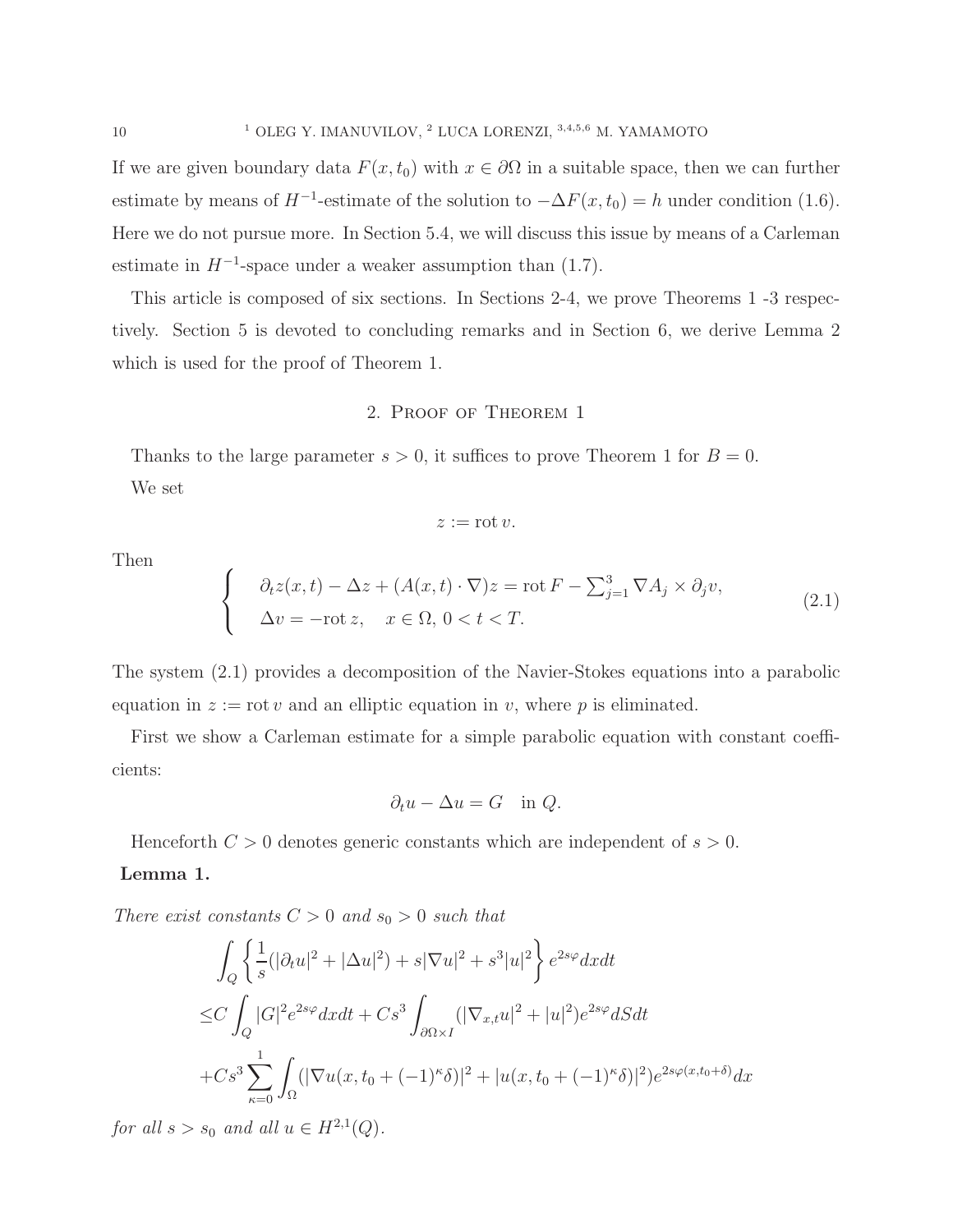If we are given boundary data $F(x, t_0)$ with $x \in \partial\Omega$ in a suitable space, then we can further estimate by means of $H^{-1}$-estimate of the solution to $-\Delta F(x, t_0) = h$ under condition (1.6). Here we do not pursue more. In Section 5.4, we will discuss this issue by means of a Carleman estimate in $H^{-1}$-space under a weaker assumption than (1.7).

This article is composed of six sections. In Sections 2-4, we prove Theorems 1 -3 respectively. Section 5 is devoted to concluding remarks and in Section 6, we derive Lemma 2 which is used for the proof of Theorem 1.

## 2. Proof of Theorem 1

Thanks to the large parameter $s > 0$, it suffices to prove Theorem 1 for $B = 0$.

We set

$$z := \mathrm{rot}\, v.$$

Then

$$\begin{cases} \partial_t z(x,t) - \Delta z + (A(x,t)\cdot\nabla)z = \mathrm{rot}\, F - \sum_{j=1}^{3} \nabla A_j \times \partial_j v, \\ \Delta v = -\mathrm{rot}\, z, \quad x \in \Omega,\ 0 < t < T. \end{cases} \tag{2.1}$$

The system (2.1) provides a decomposition of the Navier-Stokes equations into a parabolic equation in $z := \mathrm{rot}\, v$ and an elliptic equation in $v$, where $p$ is eliminated.

First we show a Carleman estimate for a simple parabolic equation with constant coefficients:

$$\partial_t u - \Delta u = G \quad \text{in } Q.$$

Henceforth $C > 0$ denotes generic constants which are independent of $s > 0$.

**Lemma 1.**

*There exist constants $C > 0$ and $s_0 > 0$ such that*

$$\begin{aligned}
&\int_Q \left\{ \frac{1}{s}(|\partial_t u|^2 + |\Delta u|^2) + s|\nabla u|^2 + s^3|u|^2 \right\} e^{2s\varphi} dxdt \\
\le & C\int_Q |G|^2 e^{2s\varphi} dxdt + Cs^3 \int_{\partial\Omega\times I} (|\nabla_{x,t} u|^2 + |u|^2) e^{2s\varphi} dSdt \\
&+ Cs^3 \sum_{\kappa=0}^{1} \int_\Omega (|\nabla u(x, t_0 + (-1)^\kappa \delta)|^2 + |u(x, t_0 + (-1)^\kappa\delta)|^2) e^{2s\varphi(x,t_0+\delta)} dx
\end{aligned}$$

*for all $s > s_0$ and all $u \in H^{2,1}(Q)$.*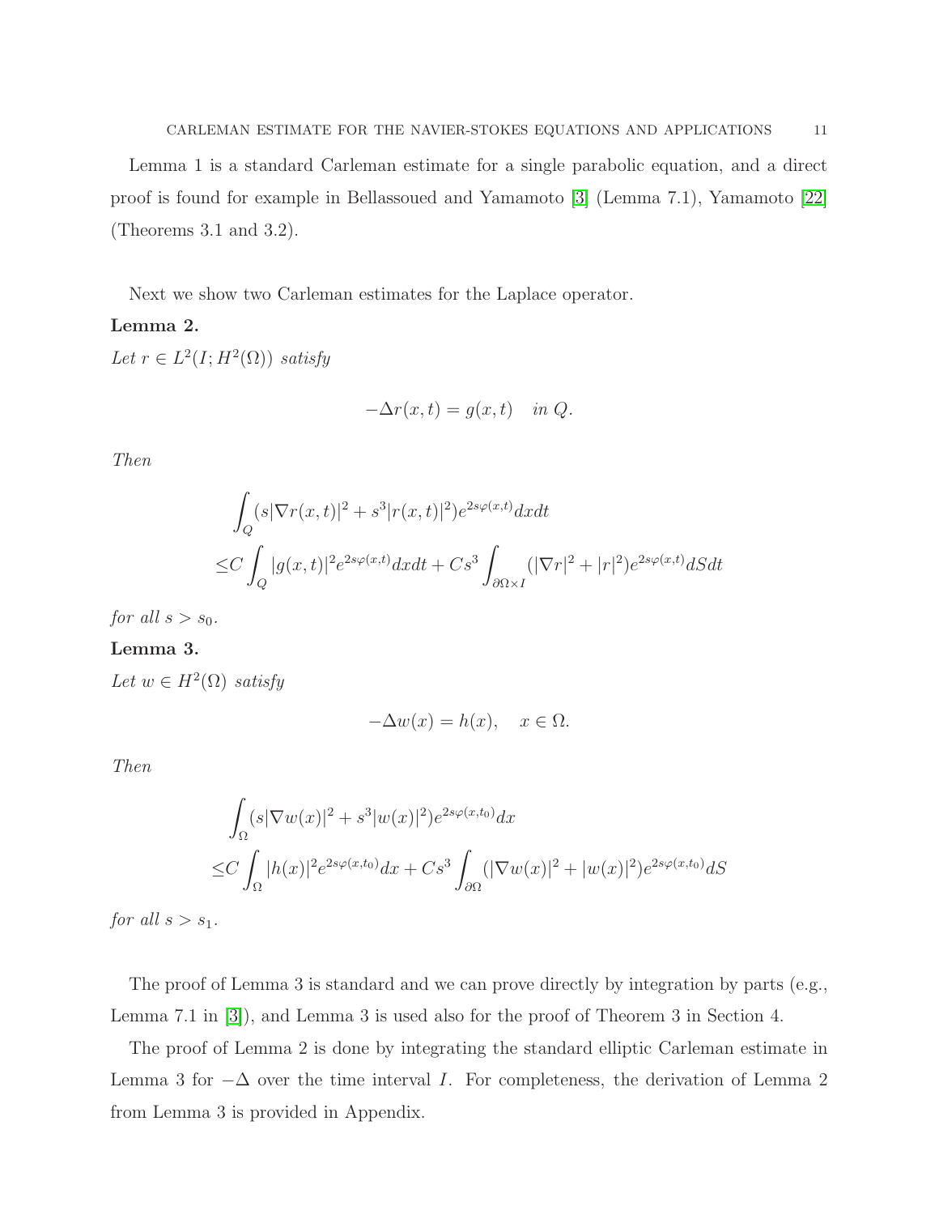Lemma 1 is a standard Carleman estimate for a single parabolic equation, and a direct proof is found for example in Bellassoued and Yamamoto [3] (Lemma 7.1), Yamamoto [22] (Theorems 3.1 and 3.2).

Next we show two Carleman estimates for the Laplace operator.

**Lemma 2.**

*Let $r \in L^2(I; H^2(\Omega))$ satisfy*

$$-\Delta r(x,t) = g(x,t) \quad \text{in } Q.$$

*Then*

$$\begin{aligned}
&\int_Q (s|\nabla r(x,t)|^2 + s^3|r(x,t)|^2) e^{2s\varphi(x,t)} dxdt \\
\le & C\int_Q |g(x,t)|^2 e^{2s\varphi(x,t)} dxdt + Cs^3 \int_{\partial\Omega\times I} (|\nabla r|^2 + |r|^2) e^{2s\varphi(x,t)} dSdt
\end{aligned}$$

*for all $s > s_0$.*

**Lemma 3.**

*Let $w \in H^2(\Omega)$ satisfy*

$$-\Delta w(x) = h(x), \quad x \in \Omega.$$

*Then*

$$\begin{aligned}
&\int_\Omega (s|\nabla w(x)|^2 + s^3|w(x)|^2) e^{2s\varphi(x,t_0)} dx \\
\le & C\int_\Omega |h(x)|^2 e^{2s\varphi(x,t_0)} dx + Cs^3 \int_{\partial\Omega} (|\nabla w(x)|^2 + |w(x)|^2) e^{2s\varphi(x,t_0)} dS
\end{aligned}$$

*for all $s > s_1$.*

The proof of Lemma 3 is standard and we can prove directly by integration by parts (e.g., Lemma 7.1 in [3]), and Lemma 3 is used also for the proof of Theorem 3 in Section 4.

The proof of Lemma 2 is done by integrating the standard elliptic Carleman estimate in Lemma 3 for $-\Delta$ over the time interval $I$. For completeness, the derivation of Lemma 2 from Lemma 3 is provided in Appendix.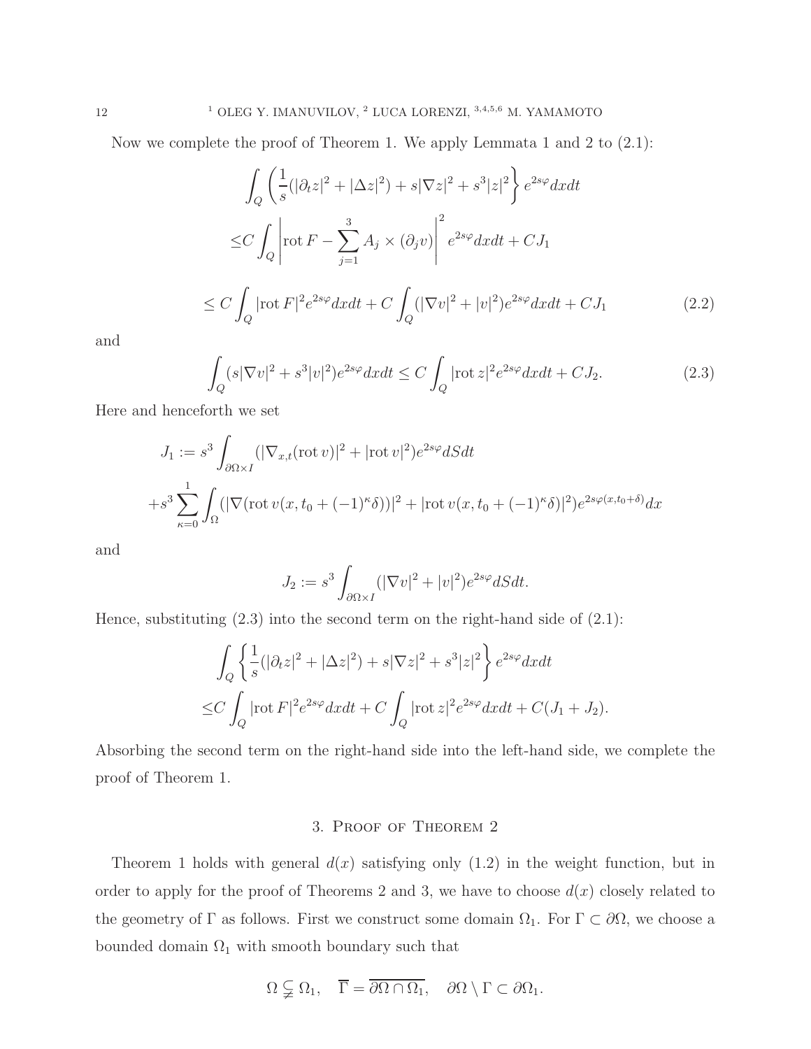Now we complete the proof of Theorem 1. We apply Lemmata 1 and 2 to (2.1):

$$
\begin{aligned}
&\int_Q \left( \frac{1}{s}(|\partial_t z|^2 + |\Delta z|^2) + s|\nabla z|^2 + s^3|z|^2 \right\} e^{2s\varphi} dxdt \\
\le & C\int_Q \left| \mathrm{rot}\, F - \sum_{j=1}^{3} A_j \times (\partial_j v) \right|^2 e^{2s\varphi} dxdt + CJ_1 \\
\le & C\int_Q |\mathrm{rot}\, F|^2 e^{2s\varphi} dxdt + C\int_Q (|\nabla v|^2 + |v|^2) e^{2s\varphi} dxdt + CJ_1
\end{aligned}
\tag{2.2}
$$

and

$$
\int_Q (s|\nabla v|^2 + s^3|v|^2) e^{2s\varphi} dxdt \le C\int_Q |\mathrm{rot}\, z|^2 e^{2s\varphi} dxdt + CJ_2. \tag{2.3}
$$

Here and henceforth we set

$$
\begin{aligned}
J_1 :=& s^3 \int_{\partial\Omega\times I} (|\nabla_{x,t}(\mathrm{rot}\, v)|^2 + |\mathrm{rot}\, v|^2) e^{2s\varphi} dSdt \\
&+ s^3 \sum_{\kappa=0}^{1} \int_\Omega (|\nabla(\mathrm{rot}\, v(x, t_0 + (-1)^\kappa \delta))|^2 + |\mathrm{rot}\, v(x, t_0 + (-1)^\kappa\delta)|^2) e^{2s\varphi(x,t_0+\delta)} dx
\end{aligned}
$$

and

$$
J_2 := s^3 \int_{\partial\Omega\times I} (|\nabla v|^2 + |v|^2) e^{2s\varphi} dSdt.
$$

Hence, substituting (2.3) into the second term on the right-hand side of (2.1):

$$
\begin{aligned}
&\int_Q \left\{ \frac{1}{s}(|\partial_t z|^2 + |\Delta z|^2) + s|\nabla z|^2 + s^3|z|^2 \right\} e^{2s\varphi} dxdt \\
\le & C\int_Q |\mathrm{rot}\, F|^2 e^{2s\varphi} dxdt + C\int_Q |\mathrm{rot}\, z|^2 e^{2s\varphi} dxdt + C(J_1 + J_2).
\end{aligned}
$$

Absorbing the second term on the right-hand side into the left-hand side, we complete the proof of Theorem 1.

## 3. Proof of Theorem 2

Theorem 1 holds with general $d(x)$ satisfying only (1.2) in the weight function, but in order to apply for the proof of Theorems 2 and 3, we have to choose $d(x)$ closely related to the geometry of $\Gamma$ as follows. First we construct some domain $\Omega_1$. For $\Gamma \subset \partial\Omega$, we choose a bounded domain $\Omega_1$ with smooth boundary such that

$$
\Omega \subsetneqq \Omega_1, \quad \overline{\Gamma} = \overline{\partial\Omega \cap \Omega_1}, \quad \partial\Omega \setminus \Gamma \subset \partial\Omega_1.
$$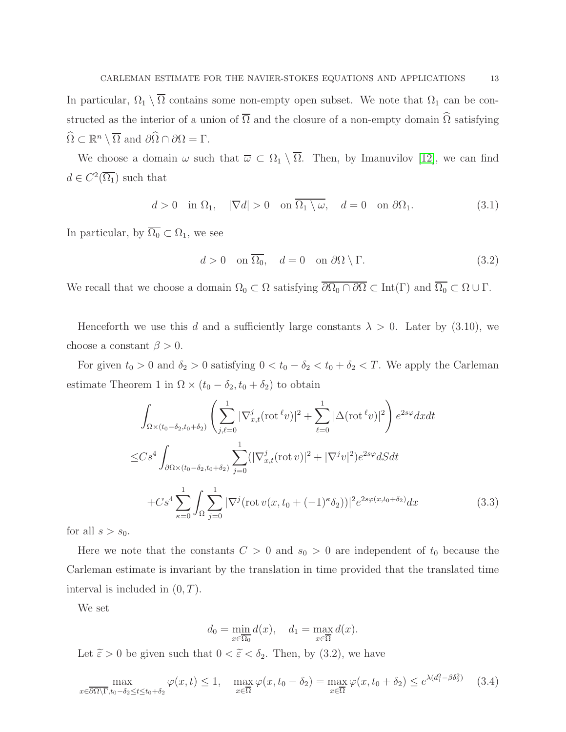In particular, $\Omega_1 \setminus \overline{\Omega}$ contains some non-empty open subset. We note that $\Omega_1$ can be constructed as the interior of a union of $\overline{\Omega}$ and the closure of a non-empty domain $\widehat{\Omega}$ satisfying $\widehat{\Omega} \subset \mathbb{R}^n \setminus \overline{\Omega}$ and $\partial\widehat{\Omega} \cap \partial\Omega = \Gamma$.

We choose a domain $\omega$ such that $\overline{\omega} \subset \Omega_1 \setminus \overline{\Omega}$. Then, by Imanuvilov [12], we can find $d \in C^2(\overline{\Omega_1})$ such that

$$d > 0 \quad \text{in } \Omega_1, \quad |\nabla d| > 0 \quad \text{on } \overline{\Omega_1 \setminus \omega}, \quad d = 0 \quad \text{on } \partial\Omega_1. \tag{3.1}$$

In particular, by $\overline{\Omega_0} \subset \Omega_1$, we see

$$d > 0 \quad \text{on } \overline{\Omega_0}, \quad d = 0 \quad \text{on } \partial\Omega \setminus \Gamma. \tag{3.2}$$

We recall that we choose a domain $\Omega_0 \subset \Omega$ satisfying $\overline{\partial\Omega_0 \cap \partial\Omega} \subset \mathrm{Int}(\Gamma)$ and $\overline{\Omega_0} \subset \Omega \cup \Gamma$.

Henceforth we use this $d$ and a sufficiently large constants $\lambda > 0$. Later by (3.10), we choose a constant $\beta > 0$.

For given $t_0 > 0$ and $\delta_2 > 0$ satisfying $0 < t_0 - \delta_2 < t_0 + \delta_2 < T$. We apply the Carleman estimate Theorem 1 in $\Omega \times (t_0 - \delta_2, t_0 + \delta_2)$ to obtain

$$\begin{aligned}
&\int_{\Omega\times(t_0-\delta_2,t_0+\delta_2)} \left( \sum_{j,\ell=0}^{1} |\nabla_{x,t}^j (\mathrm{rot}^{\,\ell} v)|^2 + \sum_{\ell=0}^{1} |\Delta(\mathrm{rot}^{\,\ell} v)|^2 \right) e^{2s\varphi} dxdt \\
\le & Cs^4 \int_{\partial\Omega\times(t_0-\delta_2,t_0+\delta_2)} \sum_{j=0}^{1} (|\nabla_{x,t}^j (\mathrm{rot}\, v)|^2 + |\nabla^j v|^2) e^{2s\varphi} dSdt \\
& + Cs^4 \sum_{\kappa=0}^{1} \int_{\Omega} \sum_{j=0}^{1} |\nabla^j (\mathrm{rot}\, v(x, t_0 + (-1)^\kappa \delta_2))|^2 e^{2s\varphi(x,t_0+\delta_2)} dx
\end{aligned} \tag{3.3}$$

for all $s > s_0$.

Here we note that the constants $C > 0$ and $s_0 > 0$ are independent of $t_0$ because the Carleman estimate is invariant by the translation in time provided that the translated time interval is included in $(0, T)$.

We set

$$d_0 = \min_{x\in\overline{\Omega_0}} d(x), \quad d_1 = \max_{x\in\overline{\Omega}} d(x).$$

Let $\widetilde{\varepsilon} > 0$ be given such that $0 < \widetilde{\varepsilon} < \delta_2$. Then, by (3.2), we have

$$\max_{x\in\overline{\partial\Omega\setminus\Gamma}, t_0-\delta_2\le t\le t_0+\delta_2} \varphi(x,t) \le 1, \quad \max_{x\in\overline{\Omega}} \varphi(x, t_0 - \delta_2) = \max_{x\in\overline{\Omega}} \varphi(x, t_0 + \delta_2) \le e^{\lambda(d_1^2 - \beta\delta_2^2)} \tag{3.4}$$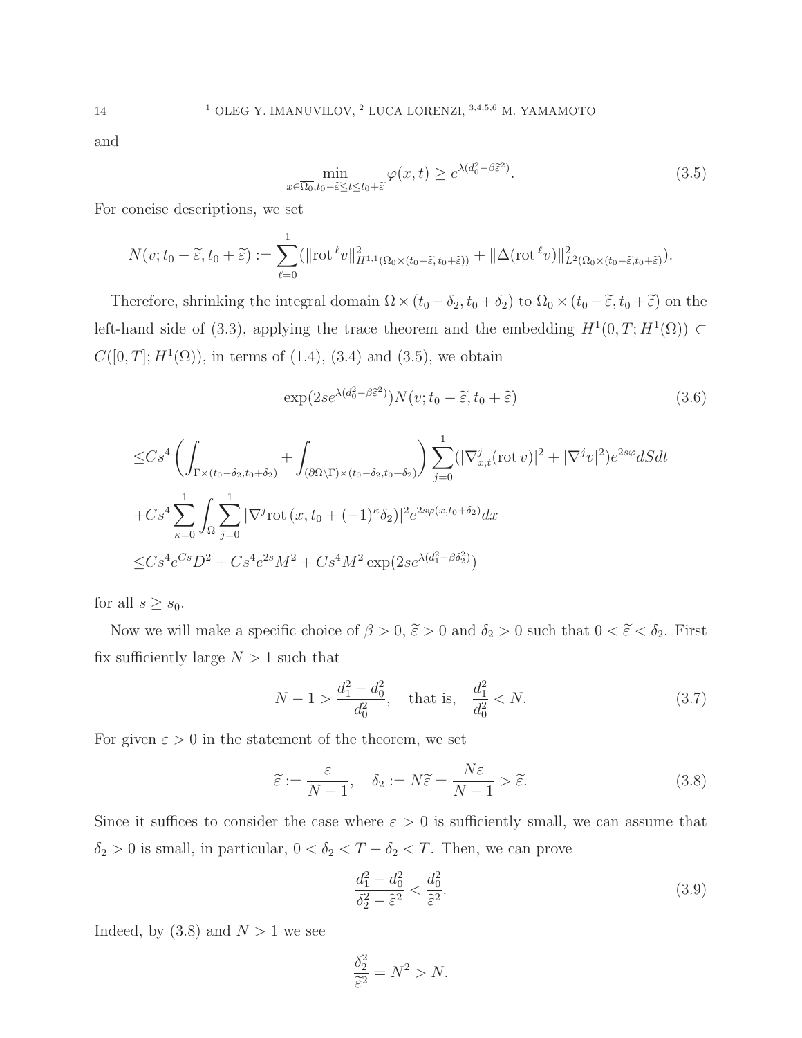and

$$\min_{x\in\overline{\Omega_0}, t_0-\widetilde{\varepsilon}\le t\le t_0+\widetilde{\varepsilon}} \varphi(x,t) \ge e^{\lambda(d_0^2-\beta\widetilde{\varepsilon}^2)}. \tag{3.5}$$

For concise descriptions, we set

$$N(v; t_0-\widetilde{\varepsilon}, t_0+\widetilde{\varepsilon}) := \sum_{\ell=0}^{1}(\|\mathrm{rot}^{\,\ell} v\|^2_{H^{1,1}(\Omega_0\times(t_0-\widetilde{\varepsilon},t_0+\widetilde{\varepsilon}))} + \|\Delta(\mathrm{rot}^{\,\ell} v)\|^2_{L^2(\Omega_0\times(t_0-\widetilde{\varepsilon},t_0+\widetilde{\varepsilon})}).$$

Therefore, shrinking the integral domain $\Omega\times(t_0-\delta_2, t_0+\delta_2)$ to $\Omega_0\times(t_0-\widetilde{\varepsilon}, t_0+\widetilde{\varepsilon})$ on the left-hand side of (3.3), applying the trace theorem and the embedding $H^1(0,T;H^1(\Omega))\subset C([0,T];H^1(\Omega))$, in terms of (1.4), (3.4) and (3.5), we obtain

$$\exp(2se^{\lambda(d_0^2-\beta\widetilde{\varepsilon}^2)})N(v; t_0-\widetilde{\varepsilon}, t_0+\widetilde{\varepsilon}) \tag{3.6}$$

$$\begin{aligned}
\le & Cs^4\left(\int_{\Gamma\times(t_0-\delta_2,t_0+\delta_2)} + \int_{(\partial\Omega\setminus\Gamma)\times(t_0-\delta_2,t_0+\delta_2)}\right)\sum_{j=0}^{1}(|\nabla^j_{x,t}(\mathrm{rot}\, v)|^2 + |\nabla^j v|^2)e^{2s\varphi}dSdt \\
& + Cs^4\sum_{\kappa=0}^{1}\int_\Omega \sum_{j=0}^{1}|\nabla^j \mathrm{rot}\,(x, t_0+(-1)^\kappa\delta_2)|^2 e^{2s\varphi(x,t_0+\delta_2)}dx \\
\le & Cs^4 e^{Cs}D^2 + Cs^4e^{2s}M^2 + Cs^4M^2\exp(2se^{\lambda(d_1^2-\beta\delta_2^2)})
\end{aligned}$$

for all $s\ge s_0$.

Now we will make a specific choice of $\beta>0$, $\widetilde{\varepsilon}>0$ and $\delta_2>0$ such that $0<\widetilde{\varepsilon}<\delta_2$. First fix sufficiently large $N>1$ such that

$$N-1 > \frac{d_1^2-d_0^2}{d_0^2}, \quad \text{that is,} \quad \frac{d_1^2}{d_0^2} < N. \tag{3.7}$$

For given $\varepsilon>0$ in the statement of the theorem, we set

$$\widetilde{\varepsilon} := \frac{\varepsilon}{N-1}, \quad \delta_2 := N\widetilde{\varepsilon} = \frac{N\varepsilon}{N-1} > \widetilde{\varepsilon}. \tag{3.8}$$

Since it suffices to consider the case where $\varepsilon>0$ is sufficiently small, we can assume that $\delta_2>0$ is small, in particular, $0<\delta_2<T-\delta_2<T$. Then, we can prove

$$\frac{d_1^2-d_0^2}{\delta_2^2-\widetilde{\varepsilon}^2} < \frac{d_0^2}{\widetilde{\varepsilon}^2}. \tag{3.9}$$

Indeed, by (3.8) and $N>1$ we see

$$\frac{\delta_2^2}{\widetilde{\varepsilon}^2} = N^2 > N.$$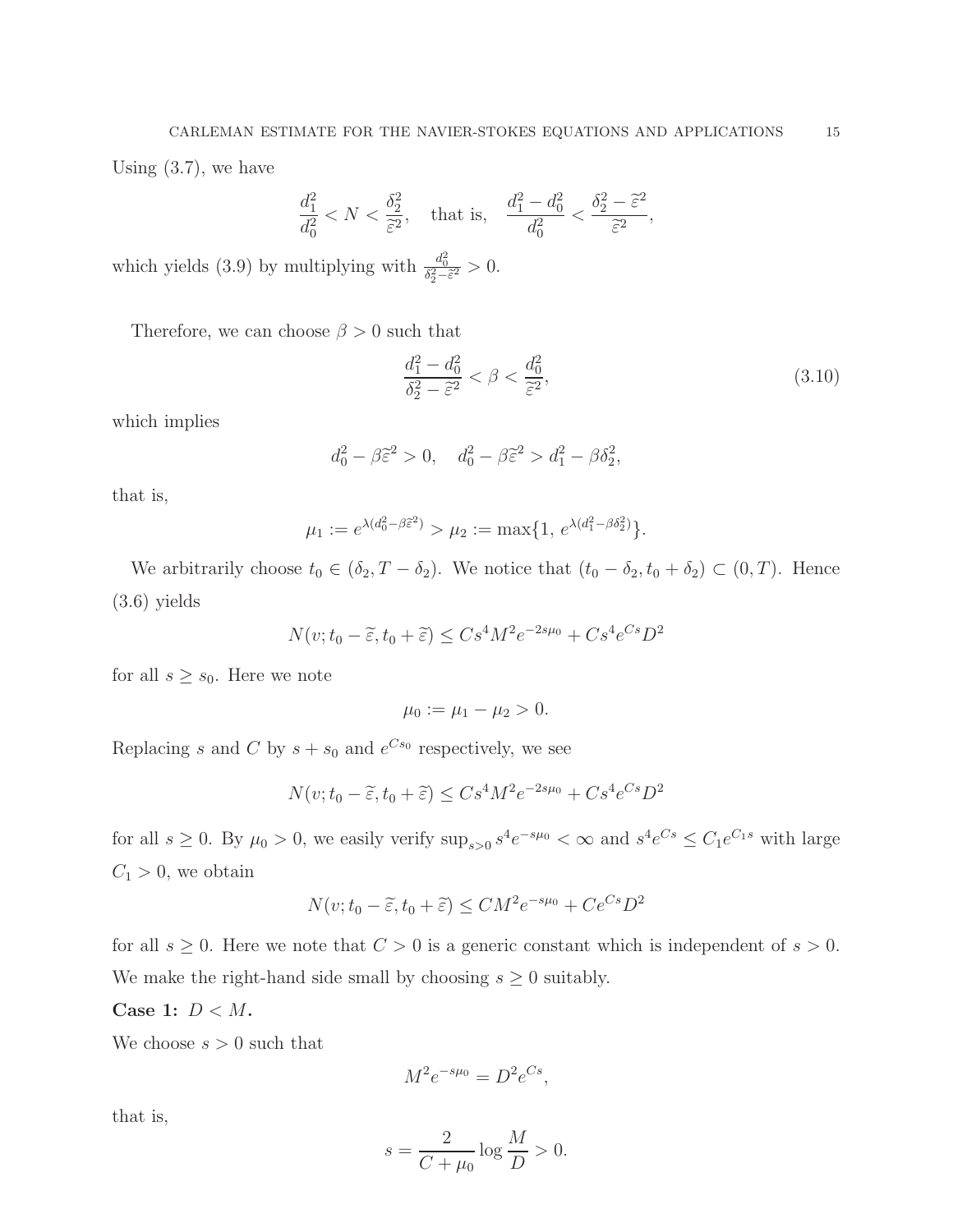Using (3.7), we have

$$\frac{d_1^2}{d_0^2} < N < \frac{\delta_2^2}{\widetilde{\varepsilon}^2}, \quad \text{that is,} \quad \frac{d_1^2 - d_0^2}{d_0^2} < \frac{\delta_2^2 - \widetilde{\varepsilon}^2}{\widetilde{\varepsilon}^2},$$

which yields (3.9) by multiplying with $\frac{d_0^2}{\delta_2^2 - \widetilde{\varepsilon}^2} > 0$.

Therefore, we can choose $\beta > 0$ such that

$$\frac{d_1^2 - d_0^2}{\delta_2^2 - \widetilde{\varepsilon}^2} < \beta < \frac{d_0^2}{\widetilde{\varepsilon}^2}, \tag{3.10}$$

which implies

$$d_0^2 - \beta\widetilde{\varepsilon}^2 > 0, \quad d_0^2 - \beta\widetilde{\varepsilon}^2 > d_1^2 - \beta\delta_2^2,$$

that is,

$$\mu_1 := e^{\lambda(d_0^2 - \beta\widetilde{\varepsilon}^2)} > \mu_2 := \max\{1,\, e^{\lambda(d_1^2 - \beta\delta_2^2)}\}.$$

We arbitrarily choose $t_0 \in (\delta_2, T - \delta_2)$. We notice that $(t_0 - \delta_2, t_0 + \delta_2) \subset (0, T)$. Hence (3.6) yields

$$N(v; t_0 - \widetilde{\varepsilon}, t_0 + \widetilde{\varepsilon}) \le Cs^4 M^2 e^{-2s\mu_0} + Cs^4 e^{Cs} D^2$$

for all $s \ge s_0$. Here we note

$$\mu_0 := \mu_1 - \mu_2 > 0.$$

Replacing $s$ and $C$ by $s + s_0$ and $e^{Cs_0}$ respectively, we see

$$N(v; t_0 - \widetilde{\varepsilon}, t_0 + \widetilde{\varepsilon}) \le Cs^4 M^2 e^{-2s\mu_0} + Cs^4 e^{Cs} D^2$$

for all $s \ge 0$. By $\mu_0 > 0$, we easily verify $\sup_{s>0} s^4 e^{-s\mu_0} < \infty$ and $s^4 e^{Cs} \le C_1 e^{C_1 s}$ with large $C_1 > 0$, we obtain

$$N(v; t_0 - \widetilde{\varepsilon}, t_0 + \widetilde{\varepsilon}) \le CM^2 e^{-s\mu_0} + Ce^{Cs} D^2$$

for all $s \ge 0$. Here we note that $C > 0$ is a generic constant which is independent of $s > 0$. We make the right-hand side small by choosing $s \ge 0$ suitably.

**Case 1: $D < M$.**

We choose $s > 0$ such that

$$M^2 e^{-s\mu_0} = D^2 e^{Cs},$$

that is,

$$s = \frac{2}{C + \mu_0} \log \frac{M}{D} > 0.$$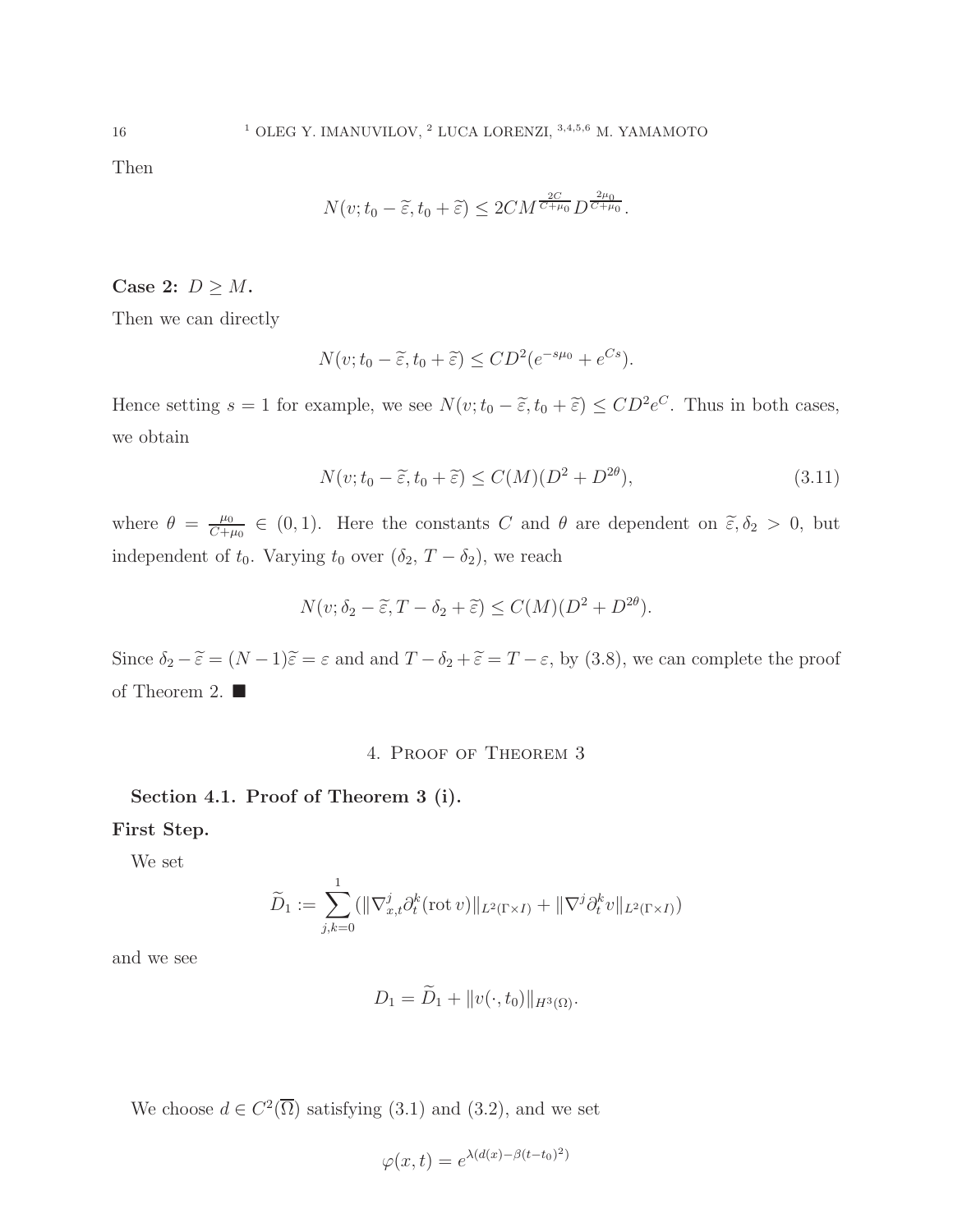Then

$$N(v; t_0 - \widetilde{\varepsilon}, t_0 + \widetilde{\varepsilon}) \le 2CM^{\frac{2C}{C+\mu_0}} D^{\frac{2\mu_0}{C+\mu_0}}.$$

**Case 2:** $D \ge M$**.**

Then we can directly

$$N(v; t_0 - \widetilde{\varepsilon}, t_0 + \widetilde{\varepsilon}) \le CD^2(e^{-s\mu_0} + e^{Cs}).$$

Hence setting $s = 1$ for example, we see $N(v; t_0 - \widetilde{\varepsilon}, t_0 + \widetilde{\varepsilon}) \le CD^2 e^C$. Thus in both cases, we obtain

$$N(v; t_0 - \widetilde{\varepsilon}, t_0 + \widetilde{\varepsilon}) \le C(M)(D^2 + D^{2\theta}), \tag{3.11}$$

where $\theta = \frac{\mu_0}{C+\mu_0} \in (0, 1)$. Here the constants $C$ and $\theta$ are dependent on $\widetilde{\varepsilon}, \delta_2 > 0$, but independent of $t_0$. Varying $t_0$ over $(\delta_2, T - \delta_2)$, we reach

$$N(v; \delta_2 - \widetilde{\varepsilon}, T - \delta_2 + \widetilde{\varepsilon}) \le C(M)(D^2 + D^{2\theta}).$$

Since $\delta_2 - \widetilde{\varepsilon} = (N-1)\widetilde{\varepsilon} = \varepsilon$ and and $T - \delta_2 + \widetilde{\varepsilon} = T - \varepsilon$, by (3.8), we can complete the proof of Theorem 2. ■

## 4. Proof of Theorem 3

**Section 4.1. Proof of Theorem 3 (i).**

**First Step.**

We set

$$\widetilde{D}_1 := \sum_{j,k=0}^{1} (\|\nabla^j_{x,t} \partial^k_t (\mathrm{rot}\, v)\|_{L^2(\Gamma \times I)} + \|\nabla^j \partial^k_t v\|_{L^2(\Gamma \times I)})$$

and we see

$$D_1 = \widetilde{D}_1 + \|v(\cdot, t_0)\|_{H^3(\Omega)}.$$

We choose $d \in C^2(\overline{\Omega})$ satisfying (3.1) and (3.2), and we set

$$\varphi(x, t) = e^{\lambda(d(x) - \beta(t - t_0)^2)}$$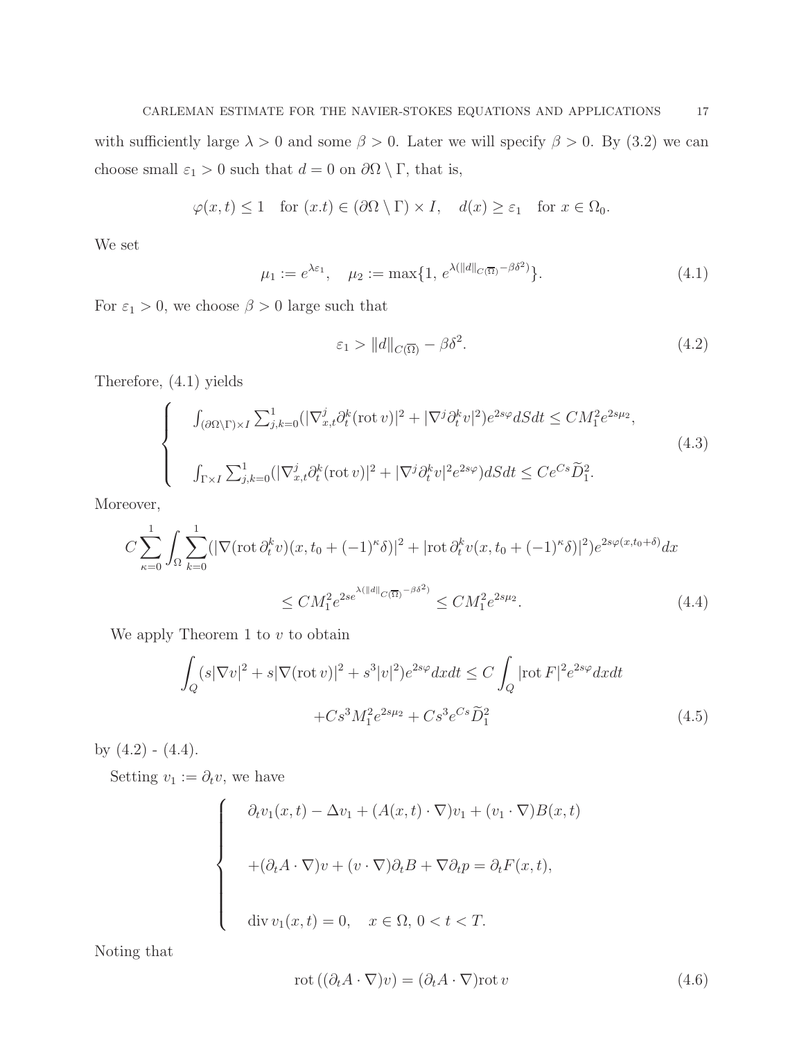with sufficiently large $\lambda > 0$ and some $\beta > 0$. Later we will specify $\beta > 0$. By (3.2) we can choose small $\varepsilon_1 > 0$ such that $d = 0$ on $\partial\Omega \setminus \Gamma$, that is,

$$
\varphi(x,t) \le 1 \quad \text{for } (x.t) \in (\partial\Omega \setminus \Gamma) \times I, \quad d(x) \ge \varepsilon_1 \quad \text{for } x \in \Omega_0.
$$

We set

$$
\mu_1 := e^{\lambda\varepsilon_1}, \quad \mu_2 := \max\{1,\, e^{\lambda(\|d\|_{C(\overline{\Omega})} - \beta\delta^2)}\}. \tag{4.1}
$$

For $\varepsilon_1 > 0$, we choose $\beta > 0$ large such that

$$
\varepsilon_1 > \|d\|_{C(\overline{\Omega})} - \beta\delta^2. \tag{4.2}
$$

Therefore, (4.1) yields

$$
\begin{cases}
\int_{(\partial\Omega\setminus\Gamma)\times I} \sum_{j,k=0}^{1} (|\nabla_{x,t}^j \partial_t^k (\mathrm{rot}\, v)|^2 + |\nabla^j \partial_t^k v|^2) e^{2s\varphi} dSdt \le C M_1^2 e^{2s\mu_2}, \\[2ex]
\int_{\Gamma\times I} \sum_{j,k=0}^{1} (|\nabla_{x,t}^j \partial_t^k (\mathrm{rot}\, v)|^2 + |\nabla^j \partial_t^k v|^2 e^{2s\varphi}) dSdt \le C e^{Cs} \widetilde{D}_1^2.
\end{cases} \tag{4.3}
$$

Moreover,

$$
\begin{aligned}
C \sum_{\kappa=0}^{1} \int_\Omega \sum_{k=0}^{1} (|\nabla(\mathrm{rot}\, \partial_t^k v)(x, t_0 + (-1)^\kappa \delta)|^2 + |\mathrm{rot}\, \partial_t^k v(x, t_0 + (-1)^\kappa \delta)|^2) e^{2s\varphi(x, t_0+\delta)} dx \\
\le C M_1^2 e^{2se^{\lambda(\|d\|_{C(\overline{\Omega})} - \beta\delta^2)}} \le C M_1^2 e^{2s\mu_2}.
\end{aligned} \tag{4.4}
$$

We apply Theorem 1 to $v$ to obtain

$$
\begin{aligned}
\int_Q (s|\nabla v|^2 + s|\nabla(\mathrm{rot}\, v)|^2 + s^3 |v|^2) e^{2s\varphi} dxdt \le C \int_Q |\mathrm{rot}\, F|^2 e^{2s\varphi} dxdt \\
+ C s^3 M_1^2 e^{2s\mu_2} + C s^3 e^{Cs} \widetilde{D}_1^2
\end{aligned} \tag{4.5}
$$

by (4.2) - (4.4).

Setting $v_1 := \partial_t v$, we have

$$
\begin{cases}
\partial_t v_1(x,t) - \Delta v_1 + (A(x,t) \cdot \nabla) v_1 + (v_1 \cdot \nabla) B(x,t) \\[2ex]
+ (\partial_t A \cdot \nabla) v + (v \cdot \nabla) \partial_t B + \nabla \partial_t p = \partial_t F(x,t), \\[2ex]
\mathrm{div}\, v_1(x,t) = 0, \quad x \in \Omega,\ 0 < t < T.
\end{cases}
$$

Noting that

$$
\mathrm{rot}\, ((\partial_t A \cdot \nabla) v) = (\partial_t A \cdot \nabla) \mathrm{rot}\, v \tag{4.6}
$$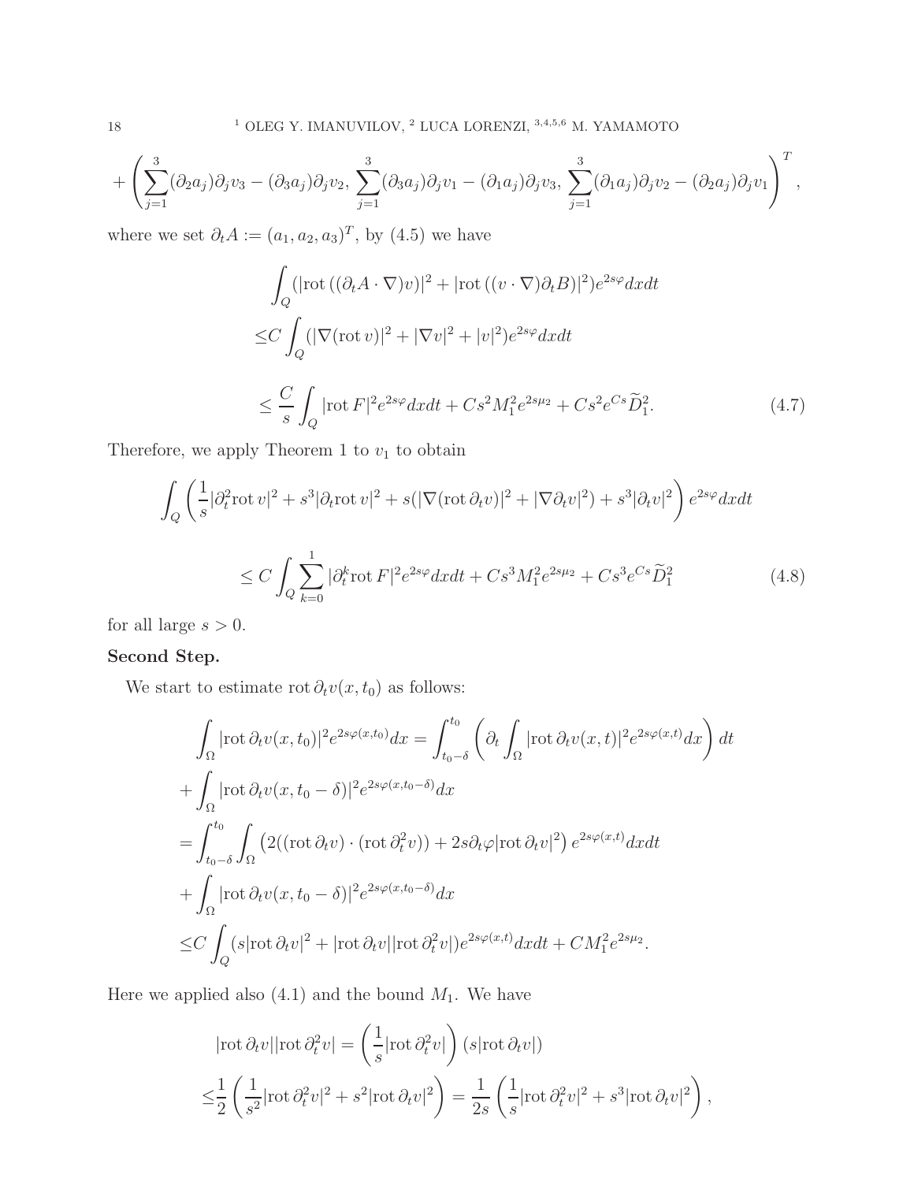$$
+ \left( \sum_{j=1}^3 (\partial_2 a_j)\partial_j v_3 - (\partial_3 a_j)\partial_j v_2,\, \sum_{j=1}^3 (\partial_3 a_j)\partial_j v_1 - (\partial_1 a_j)\partial_j v_3,\, \sum_{j=1}^3 (\partial_1 a_j)\partial_j v_2 - (\partial_2 a_j)\partial_j v_1 \right)^T,
$$

where we set $\partial_t A := (a_1, a_2, a_3)^T$, by (4.5) we have

$$
\begin{aligned}
&\int_Q (|\mathrm{rot}\,((\partial_t A \cdot \nabla)v)|^2 + |\mathrm{rot}\,((v\cdot\nabla)\partial_t B)|^2) e^{2s\varphi} dxdt \\
\le & C \int_Q (|\nabla(\mathrm{rot}\, v)|^2 + |\nabla v|^2 + |v|^2) e^{2s\varphi} dxdt \\
\le & \frac{C}{s} \int_Q |\mathrm{rot}\, F|^2 e^{2s\varphi} dxdt + Cs^2 M_1^2 e^{2s\mu_2} + Cs^2 e^{Cs} \widetilde{D}_1^2. \qquad (4.7)
\end{aligned}
$$

Therefore, we apply Theorem 1 to $v_1$ to obtain

$$
\begin{aligned}
&\int_Q \left( \frac{1}{s} |\partial_t^2 \mathrm{rot}\, v|^2 + s^3 |\partial_t \mathrm{rot}\, v|^2 + s(|\nabla(\mathrm{rot}\,\partial_t v)|^2 + |\nabla \partial_t v|^2) + s^3 |\partial_t v|^2 \right) e^{2s\varphi} dxdt \\
&\qquad \le C \int_Q \sum_{k=0}^1 |\partial_t^k \mathrm{rot}\, F|^2 e^{2s\varphi} dxdt + Cs^3 M_1^2 e^{2s\mu_2} + Cs^3 e^{Cs} \widetilde{D}_1^2 \qquad (4.8)
\end{aligned}
$$

for all large $s > 0$.

**Second Step.**

We start to estimate $\mathrm{rot}\,\partial_t v(x, t_0)$ as follows:

$$
\begin{aligned}
&\int_\Omega |\mathrm{rot}\,\partial_t v(x,t_0)|^2 e^{2s\varphi(x,t_0)} dx = \int_{t_0-\delta}^{t_0} \left( \partial_t \int_\Omega |\mathrm{rot}\,\partial_t v(x,t)|^2 e^{2s\varphi(x,t)} dx \right) dt \\
&+ \int_\Omega |\mathrm{rot}\,\partial_t v(x, t_0-\delta)|^2 e^{2s\varphi(x,t_0-\delta)} dx \\
=& \int_{t_0-\delta}^{t_0} \int_\Omega \left( 2((\mathrm{rot}\,\partial_t v)\cdot(\mathrm{rot}\,\partial_t^2 v)) + 2s\partial_t\varphi |\mathrm{rot}\,\partial_t v|^2 \right) e^{2s\varphi(x,t)} dxdt \\
&+ \int_\Omega |\mathrm{rot}\,\partial_t v(x, t_0-\delta)|^2 e^{2s\varphi(x,t_0-\delta)} dx \\
\le & C \int_Q (s|\mathrm{rot}\,\partial_t v|^2 + |\mathrm{rot}\,\partial_t v||\mathrm{rot}\,\partial_t^2 v|) e^{2s\varphi(x,t)} dxdt + CM_1^2 e^{2s\mu_2}.
\end{aligned}
$$

Here we applied also (4.1) and the bound $M_1$. We have

$$
\begin{aligned}
&|\mathrm{rot}\,\partial_t v||\mathrm{rot}\,\partial_t^2 v| = \left( \frac{1}{s} |\mathrm{rot}\,\partial_t^2 v| \right) (s|\mathrm{rot}\,\partial_t v|) \\
\le & \frac{1}{2} \left( \frac{1}{s^2} |\mathrm{rot}\,\partial_t^2 v|^2 + s^2 |\mathrm{rot}\,\partial_t v|^2 \right) = \frac{1}{2s} \left( \frac{1}{s} |\mathrm{rot}\,\partial_t^2 v|^2 + s^3 |\mathrm{rot}\,\partial_t v|^2 \right),
\end{aligned}
$$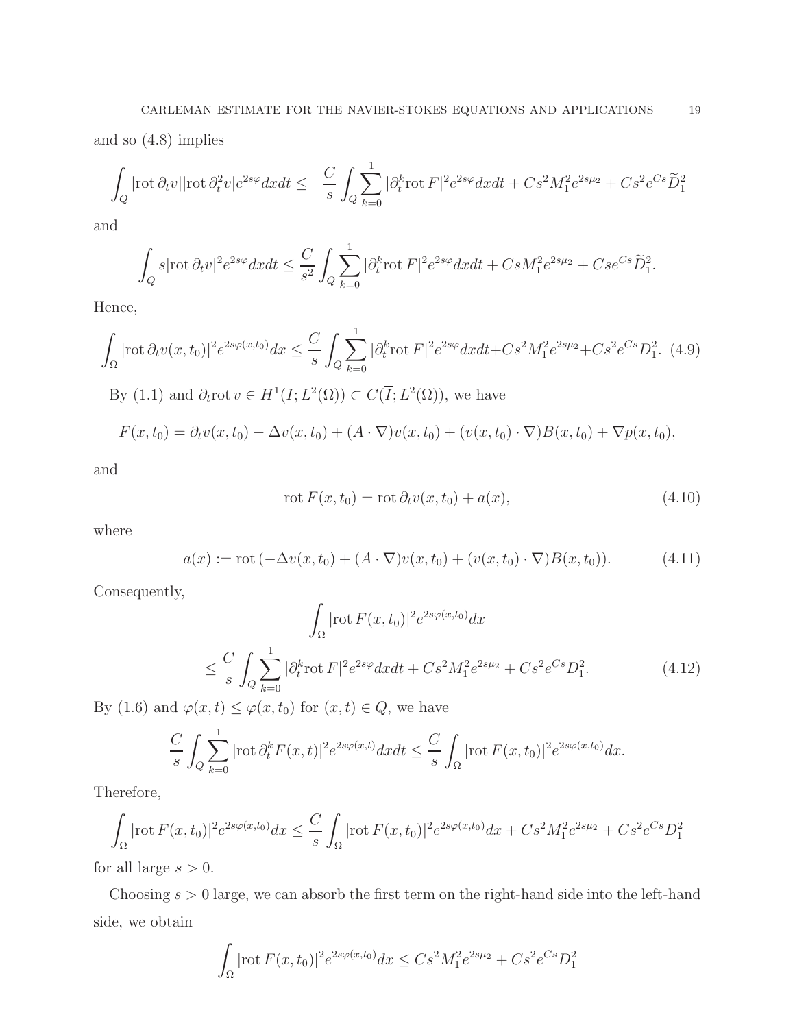and so (4.8) implies

$$\int_Q |\mathrm{rot}\,\partial_t v||\mathrm{rot}\,\partial_t^2 v| e^{2s\varphi} dxdt \le \quad \frac{C}{s}\int_Q \sum_{k=0}^{1} |\partial_t^k \mathrm{rot}\,F|^2 e^{2s\varphi} dxdt + Cs^2 M_1^2 e^{2s\mu_2} + Cs^2 e^{Cs}\widetilde{D}_1^2$$

and

$$\int_Q s|\mathrm{rot}\,\partial_t v|^2 e^{2s\varphi} dxdt \le \frac{C}{s^2}\int_Q \sum_{k=0}^{1} |\partial_t^k \mathrm{rot}\,F|^2 e^{2s\varphi} dxdt + CsM_1^2 e^{2s\mu_2} + Cse^{Cs}\widetilde{D}_1^2.$$

Hence,

$$\int_\Omega |\mathrm{rot}\,\partial_t v(x,t_0)|^2 e^{2s\varphi(x,t_0)} dx \le \frac{C}{s}\int_Q \sum_{k=0}^{1} |\partial_t^k \mathrm{rot}\,F|^2 e^{2s\varphi} dxdt + Cs^2 M_1^2 e^{2s\mu_2} + Cs^2 e^{Cs} D_1^2. \tag{4.9}$$

By (1.1) and $\partial_t \mathrm{rot}\,v \in H^1(I;L^2(\Omega)) \subset C(\overline{I};L^2(\Omega))$, we have

$$F(x,t_0) = \partial_t v(x,t_0) - \Delta v(x,t_0) + (A\cdot\nabla)v(x,t_0) + (v(x,t_0)\cdot\nabla)B(x,t_0) + \nabla p(x,t_0),$$

and

$$\mathrm{rot}\,F(x,t_0) = \mathrm{rot}\,\partial_t v(x,t_0) + a(x), \tag{4.10}$$

where

$$a(x) := \mathrm{rot}\,(-\Delta v(x,t_0) + (A\cdot\nabla)v(x,t_0) + (v(x,t_0)\cdot\nabla)B(x,t_0)). \tag{4.11}$$

Consequently,

$$\begin{aligned}&\int_\Omega |\mathrm{rot}\,F(x,t_0)|^2 e^{2s\varphi(x,t_0)} dx \\ \le\ & \frac{C}{s}\int_Q \sum_{k=0}^{1} |\partial_t^k \mathrm{rot}\,F|^2 e^{2s\varphi} dxdt + Cs^2 M_1^2 e^{2s\mu_2} + Cs^2 e^{Cs} D_1^2.\end{aligned} \tag{4.12}$$

By (1.6) and $\varphi(x,t) \le \varphi(x,t_0)$ for $(x,t)\in Q$, we have

$$\frac{C}{s}\int_Q \sum_{k=0}^{1} |\mathrm{rot}\,\partial_t^k F(x,t)|^2 e^{2s\varphi(x,t)} dxdt \le \frac{C}{s}\int_\Omega |\mathrm{rot}\,F(x,t_0)|^2 e^{2s\varphi(x,t_0)} dx.$$

Therefore,

$$\int_\Omega |\mathrm{rot}\,F(x,t_0)|^2 e^{2s\varphi(x,t_0)} dx \le \frac{C}{s}\int_\Omega |\mathrm{rot}\,F(x,t_0)|^2 e^{2s\varphi(x,t_0)} dx + Cs^2 M_1^2 e^{2s\mu_2} + Cs^2 e^{Cs} D_1^2$$

for all large $s > 0$.

Choosing $s > 0$ large, we can absorb the first term on the right-hand side into the left-hand side, we obtain

$$\int_\Omega |\mathrm{rot}\,F(x,t_0)|^2 e^{2s\varphi(x,t_0)} dx \le Cs^2 M_1^2 e^{2s\mu_2} + Cs^2 e^{Cs} D_1^2$$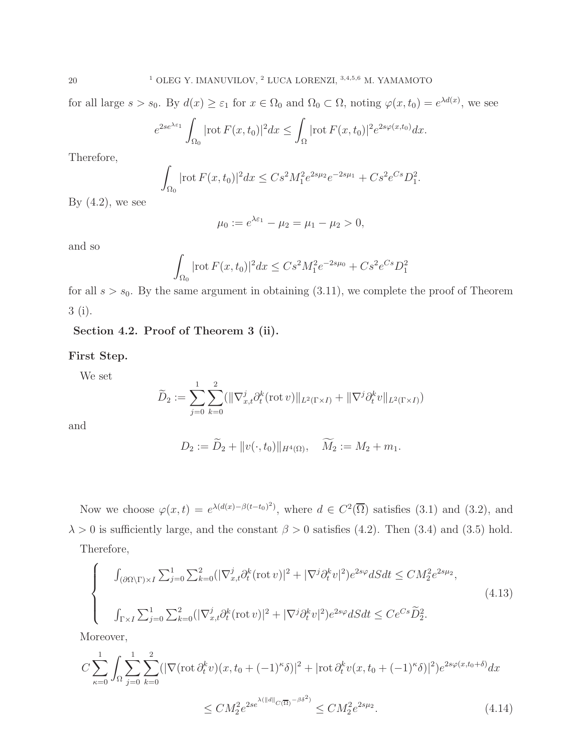for all large $s > s_0$. By $d(x) \ge \varepsilon_1$ for $x \in \Omega_0$ and $\Omega_0 \subset \Omega$, noting $\varphi(x,t_0) = e^{\lambda d(x)}$, we see

$$e^{2se^{\lambda\varepsilon_1}} \int_{\Omega_0} |\mathrm{rot}\, F(x,t_0)|^2 dx \le \int_\Omega |\mathrm{rot}\, F(x,t_0)|^2 e^{2s\varphi(x,t_0)} dx.$$

Therefore,

$$\int_{\Omega_0} |\mathrm{rot}\, F(x,t_0)|^2 dx \le Cs^2 M_1^2 e^{2s\mu_2} e^{-2s\mu_1} + Cs^2 e^{Cs} D_1^2.$$

By (4.2), we see

$$\mu_0 := e^{\lambda\varepsilon_1} - \mu_2 = \mu_1 - \mu_2 > 0,$$

and so

$$\int_{\Omega_0} |\mathrm{rot}\, F(x,t_0)|^2 dx \le Cs^2 M_1^2 e^{-2s\mu_0} + Cs^2 e^{Cs} D_1^2$$

for all $s > s_0$. By the same argument in obtaining (3.11), we complete the proof of Theorem 3 (i).

## Section 4.2. Proof of Theorem 3 (ii).

**First Step.**

We set

$$\widetilde{D}_2 := \sum_{j=0}^1 \sum_{k=0}^2 (\|\nabla_{x,t}^j \partial_t^k (\mathrm{rot}\, v)\|_{L^2(\Gamma\times I)} + \|\nabla^j \partial_t^k v\|_{L^2(\Gamma\times I)})$$

and

$$D_2 := \widetilde{D}_2 + \|v(\cdot,t_0)\|_{H^4(\Omega)}, \quad \widetilde{M_2} := M_2 + m_1.$$

Now we choose $\varphi(x,t) = e^{\lambda(d(x)-\beta(t-t_0)^2)}$, where $d \in C^2(\overline{\Omega})$ satisfies (3.1) and (3.2), and $\lambda > 0$ is sufficiently large, and the constant $\beta > 0$ satisfies (4.2). Then (3.4) and (3.5) hold.

Therefore,

$$\left\{ \begin{aligned} & \int_{(\partial\Omega\setminus\Gamma)\times I} \sum_{j=0}^1 \sum_{k=0}^2 (|\nabla_{x,t}^j \partial_t^k (\mathrm{rot}\, v)|^2 + |\nabla^j \partial_t^k v|^2) e^{2s\varphi} dS dt \le CM_2^2 e^{2s\mu_2}, \\ & \int_{\Gamma\times I} \sum_{j=0}^1 \sum_{k=0}^2 (|\nabla_{x,t}^j \partial_t^k (\mathrm{rot}\, v)|^2 + |\nabla^j \partial_t^k v|^2) e^{2s\varphi} dS dt \le Ce^{Cs} \widetilde{D}_2^2. \end{aligned} \right. \tag{4.13}$$

Moreover,

$$\begin{aligned} C\sum_{\kappa=0}^1 \int_\Omega \sum_{j=0}^1 \sum_{k=0}^2 (|\nabla(\mathrm{rot}\, \partial_t^k v)(x, t_0 + (-1)^\kappa\delta)|^2 + |\mathrm{rot}\, \partial_t^k v(x, t_0 + (-1)^\kappa\delta)|^2) e^{2s\varphi(x,t_0+\delta)} dx \\ \le CM_2^2 e^{2se^{\lambda(\|d\|_{C(\overline{\Omega})} - \beta\delta^2)}} \le CM_2^2 e^{2s\mu_2}. \end{aligned} \tag{4.14}$$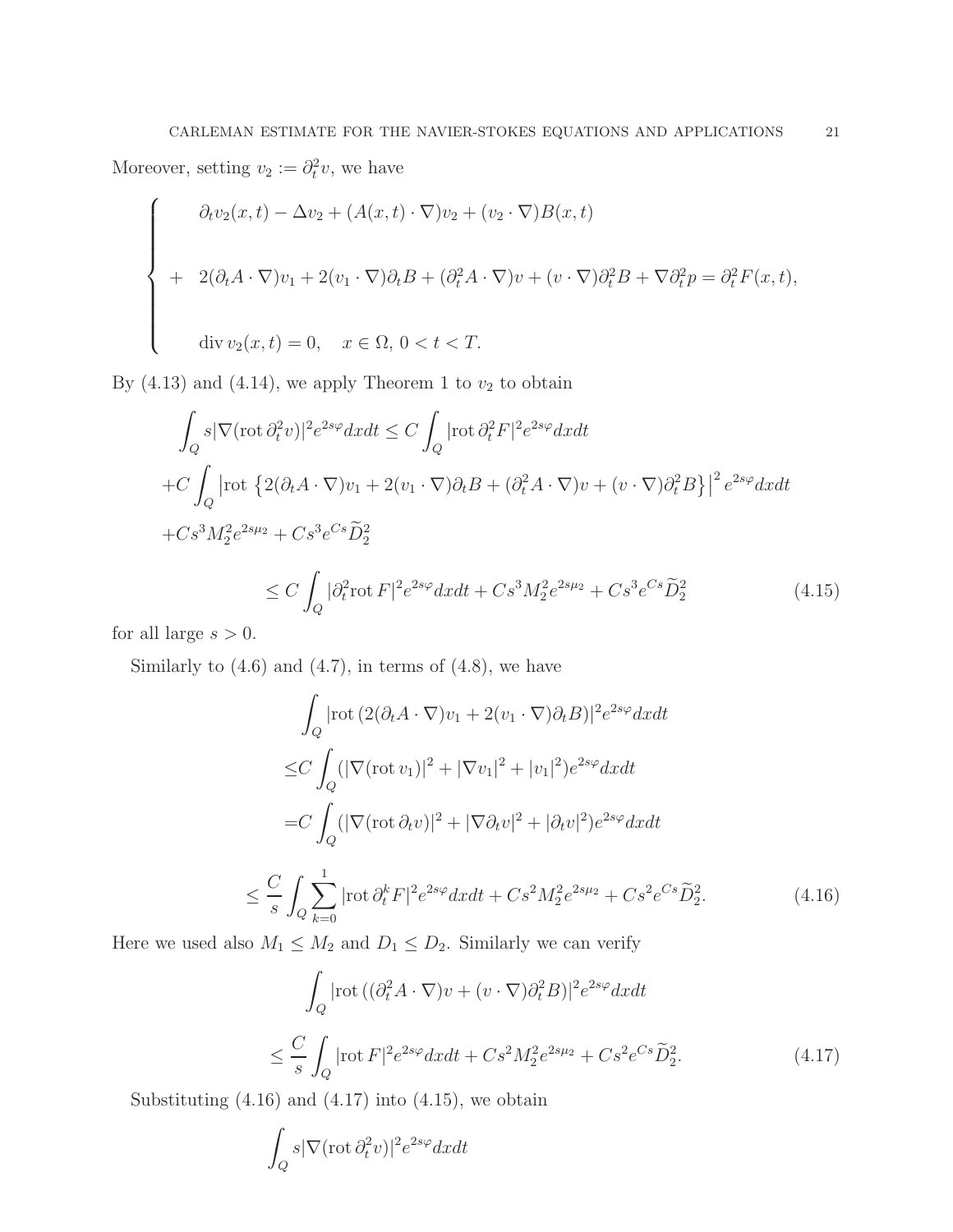Moreover, setting $v_2 := \partial_t^2 v$, we have

$$
\left\{
\begin{array}{rl}
& \partial_t v_2(x,t) - \Delta v_2 + (A(x,t)\cdot\nabla)v_2 + (v_2\cdot\nabla)B(x,t) \\
+ & 2(\partial_t A\cdot\nabla)v_1 + 2(v_1\cdot\nabla)\partial_t B + (\partial_t^2 A\cdot\nabla)v + (v\cdot\nabla)\partial_t^2 B + \nabla\partial_t^2 p = \partial_t^2 F(x,t), \\
& \mathrm{div}\, v_2(x,t) = 0, \quad x\in\Omega,\ 0<t<T.
\end{array}
\right.
$$

By (4.13) and (4.14), we apply Theorem 1 to $v_2$ to obtain

$$
\begin{aligned}
&\int_Q s|\nabla(\mathrm{rot}\,\partial_t^2 v)|^2 e^{2s\varphi}dxdt \le C\int_Q |\mathrm{rot}\,\partial_t^2 F|^2 e^{2s\varphi}dxdt \\
&+C\int_Q \left|\mathrm{rot}\,\left\{2(\partial_t A\cdot\nabla)v_1 + 2(v_1\cdot\nabla)\partial_t B + (\partial_t^2 A\cdot\nabla)v + (v\cdot\nabla)\partial_t^2 B\right\}\right|^2 e^{2s\varphi}dxdt \\
&+Cs^3 M_2^2 e^{2s\mu_2} + Cs^3 e^{Cs}\widetilde{D}_2^2 \\
&\qquad\le C\int_Q |\partial_t^2 \mathrm{rot}\, F|^2 e^{2s\varphi}dxdt + Cs^3 M_2^2 e^{2s\mu_2} + Cs^3 e^{Cs}\widetilde{D}_2^2 \qquad (4.15)
\end{aligned}
$$

for all large $s>0$.

Similarly to (4.6) and (4.7), in terms of (4.8), we have

$$
\begin{aligned}
&\int_Q |\mathrm{rot}\,(2(\partial_t A\cdot\nabla)v_1 + 2(v_1\cdot\nabla)\partial_t B)|^2 e^{2s\varphi}dxdt \\
\le\,& C\int_Q (|\nabla(\mathrm{rot}\, v_1)|^2 + |\nabla v_1|^2 + |v_1|^2)e^{2s\varphi}dxdt \\
=\,& C\int_Q (|\nabla(\mathrm{rot}\,\partial_t v)|^2 + |\nabla\partial_t v|^2 + |\partial_t v|^2)e^{2s\varphi}dxdt \\
\le\,& \frac{C}{s}\int_Q \sum_{k=0}^{1} |\mathrm{rot}\,\partial_t^k F|^2 e^{2s\varphi}dxdt + Cs^2 M_2^2 e^{2s\mu_2} + Cs^2 e^{Cs}\widetilde{D}_2^2. \qquad (4.16)
\end{aligned}
$$

Here we used also $M_1 \le M_2$ and $D_1 \le D_2$. Similarly we can verify

$$
\begin{aligned}
&\int_Q |\mathrm{rot}\,((\partial_t^2 A\cdot\nabla)v + (v\cdot\nabla)\partial_t^2 B)|^2 e^{2s\varphi}dxdt \\
\le\,& \frac{C}{s}\int_Q |\mathrm{rot}\, F|^2 e^{2s\varphi}dxdt + Cs^2 M_2^2 e^{2s\mu_2} + Cs^2 e^{Cs}\widetilde{D}_2^2. \qquad (4.17)
\end{aligned}
$$

Substituting (4.16) and (4.17) into (4.15), we obtain

$$
\int_Q s|\nabla(\mathrm{rot}\,\partial_t^2 v)|^2 e^{2s\varphi}dxdt
$$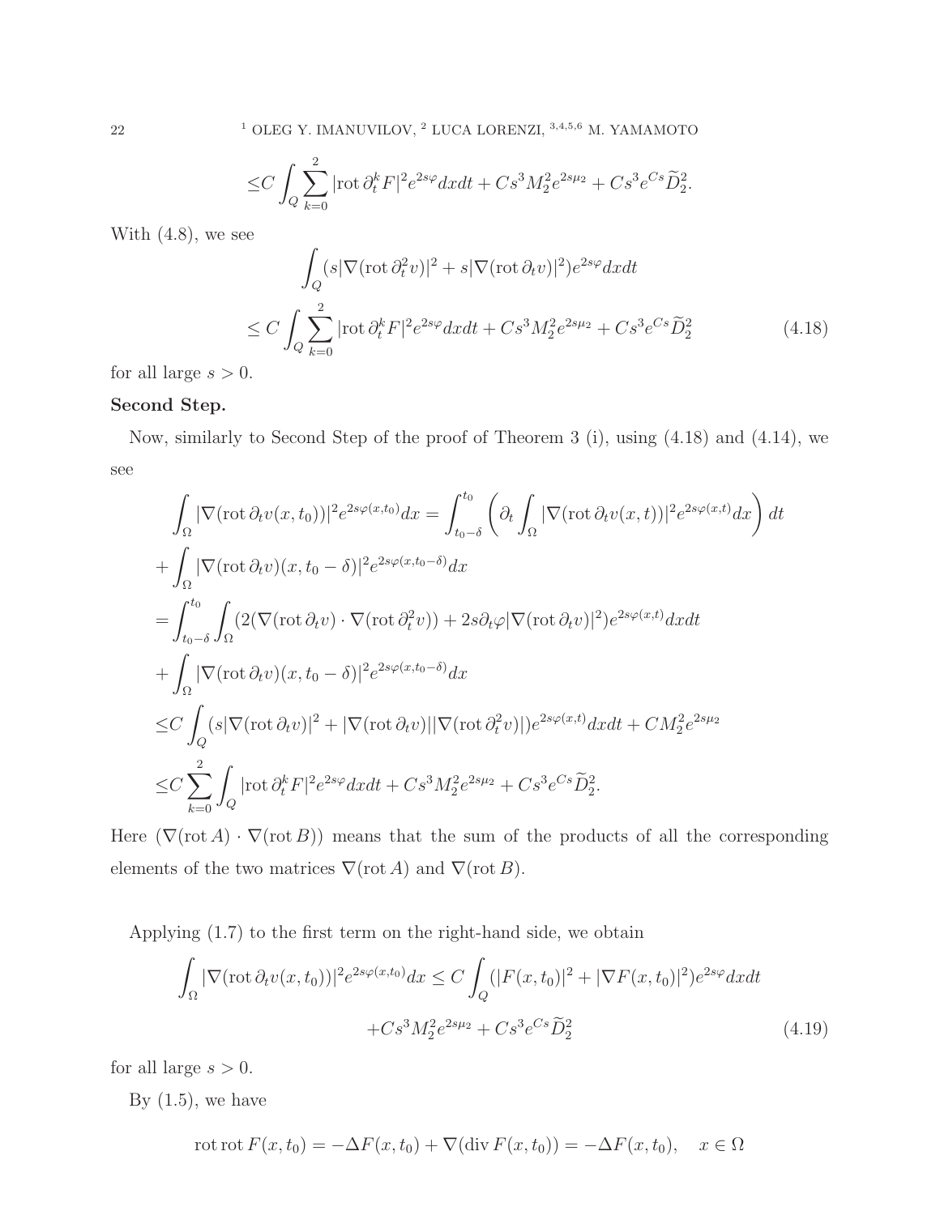$$\leq C \int_Q \sum_{k=0}^{2} |\mathrm{rot}\, \partial_t^k F|^2 e^{2s\varphi} dxdt + Cs^3 M_2^2 e^{2s\mu_2} + Cs^3 e^{Cs} \widetilde{D}_2^2.$$

With (4.8), we see

$$\int_Q (s|\nabla(\mathrm{rot}\, \partial_t^2 v)|^2 + s|\nabla(\mathrm{rot}\, \partial_t v)|^2) e^{2s\varphi} dxdt$$

$$\leq C \int_Q \sum_{k=0}^{2} |\mathrm{rot}\, \partial_t^k F|^2 e^{2s\varphi} dxdt + Cs^3 M_2^2 e^{2s\mu_2} + Cs^3 e^{Cs} \widetilde{D}_2^2 \tag{4.18}$$

for all large $s > 0$.

**Second Step.**

Now, similarly to Second Step of the proof of Theorem 3 (i), using (4.18) and (4.14), we see

$$\int_\Omega |\nabla(\mathrm{rot}\, \partial_t v(x, t_0))|^2 e^{2s\varphi(x,t_0)} dx = \int_{t_0-\delta}^{t_0} \left( \partial_t \int_\Omega |\nabla(\mathrm{rot}\, \partial_t v(x,t))|^2 e^{2s\varphi(x,t)} dx \right) dt$$

$$+ \int_\Omega |\nabla(\mathrm{rot}\, \partial_t v)(x, t_0 - \delta)|^2 e^{2s\varphi(x,t_0-\delta)} dx$$

$$= \int_{t_0-\delta}^{t_0} \int_\Omega (2(\nabla(\mathrm{rot}\, \partial_t v) \cdot \nabla(\mathrm{rot}\, \partial_t^2 v)) + 2s\partial_t\varphi |\nabla(\mathrm{rot}\, \partial_t v)|^2) e^{2s\varphi(x,t)} dxdt$$

$$+ \int_\Omega |\nabla(\mathrm{rot}\, \partial_t v)(x, t_0 - \delta)|^2 e^{2s\varphi(x,t_0-\delta)} dx$$

$$\leq C \int_Q (s|\nabla(\mathrm{rot}\, \partial_t v)|^2 + |\nabla(\mathrm{rot}\, \partial_t v)||\nabla(\mathrm{rot}\, \partial_t^2 v)|) e^{2s\varphi(x,t)} dxdt + CM_2^2 e^{2s\mu_2}$$

$$\leq C \sum_{k=0}^{2} \int_Q |\mathrm{rot}\, \partial_t^k F|^2 e^{2s\varphi} dxdt + Cs^3 M_2^2 e^{2s\mu_2} + Cs^3 e^{Cs} \widetilde{D}_2^2.$$

Here $(\nabla(\mathrm{rot}\, A) \cdot \nabla(\mathrm{rot}\, B))$ means that the sum of the products of all the corresponding elements of the two matrices $\nabla(\mathrm{rot}\, A)$ and $\nabla(\mathrm{rot}\, B)$.

Applying (1.7) to the first term on the right-hand side, we obtain

$$\int_\Omega |\nabla(\mathrm{rot}\, \partial_t v(x, t_0))|^2 e^{2s\varphi(x,t_0)} dx \leq C \int_Q (|F(x, t_0)|^2 + |\nabla F(x, t_0)|^2) e^{2s\varphi} dxdt$$

$$+ Cs^3 M_2^2 e^{2s\mu_2} + Cs^3 e^{Cs} \widetilde{D}_2^2 \tag{4.19}$$

for all large $s > 0$.

By (1.5), we have

$$\mathrm{rot}\, \mathrm{rot}\, F(x, t_0) = -\Delta F(x, t_0) + \nabla(\mathrm{div}\, F(x, t_0)) = -\Delta F(x, t_0), \quad x \in \Omega$$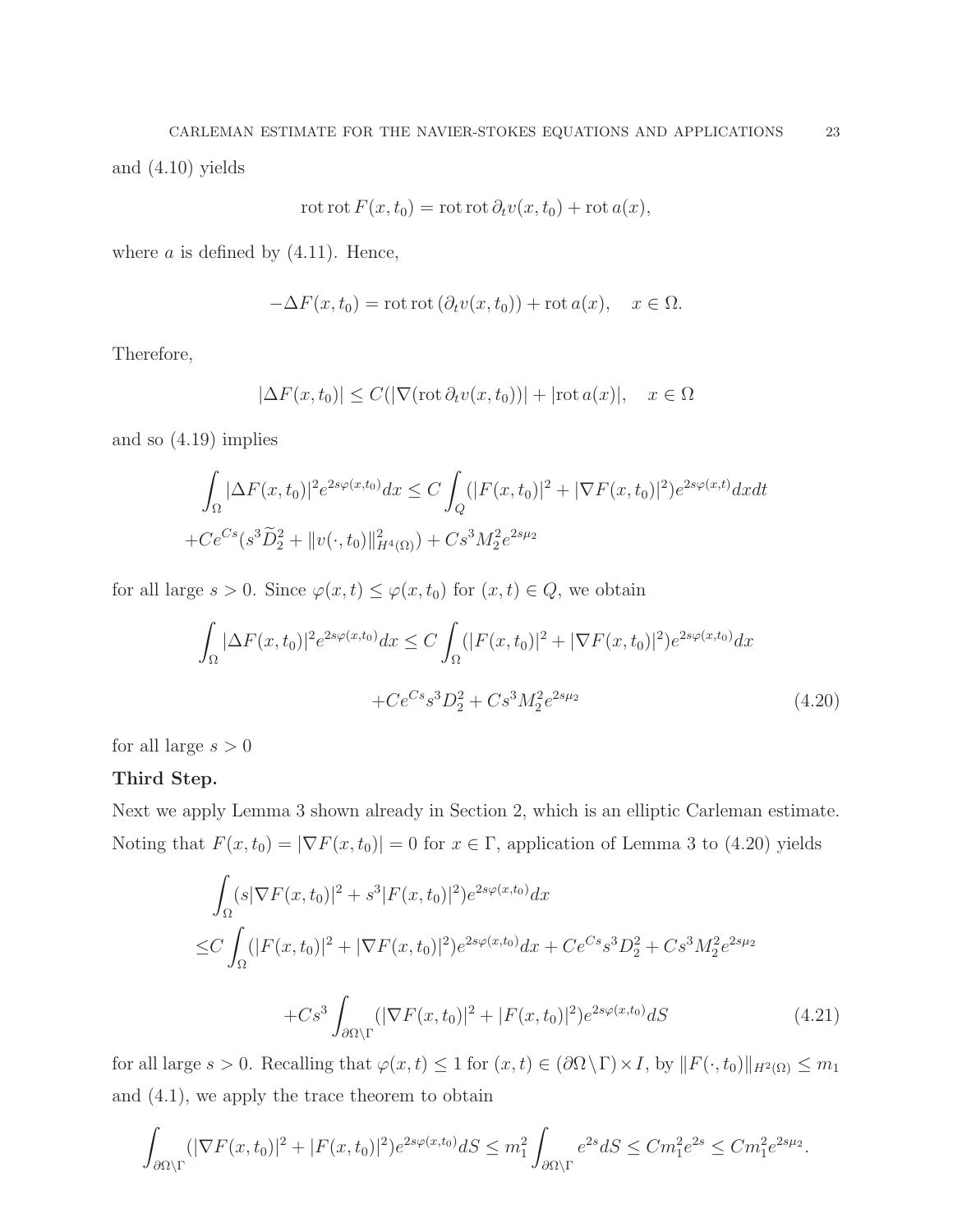and (4.10) yields

$$\mathrm{rot}\,\mathrm{rot}\,F(x,t_0) = \mathrm{rot}\,\mathrm{rot}\,\partial_t v(x,t_0) + \mathrm{rot}\,a(x),$$

where $a$ is defined by (4.11). Hence,

$$-\Delta F(x,t_0) = \mathrm{rot}\,\mathrm{rot}\,(\partial_t v(x,t_0)) + \mathrm{rot}\,a(x), \quad x \in \Omega.$$

Therefore,

$$|\Delta F(x,t_0)| \le C(|\nabla(\mathrm{rot}\,\partial_t v(x,t_0))| + |\mathrm{rot}\,a(x)|, \quad x \in \Omega$$

and so (4.19) implies

$$\int_\Omega |\Delta F(x,t_0)|^2 e^{2s\varphi(x,t_0)} dx \le C\int_Q (|F(x,t_0)|^2 + |\nabla F(x,t_0)|^2) e^{2s\varphi(x,t)} dxdt$$
$$+Ce^{Cs}(s^3\widetilde{D}_2^2 + \|v(\cdot,t_0)\|^2_{H^4(\Omega)}) + Cs^3M_2^2 e^{2s\mu_2}$$

for all large $s>0$. Since $\varphi(x,t) \le \varphi(x,t_0)$ for $(x,t) \in Q$, we obtain

$$\int_\Omega |\Delta F(x,t_0)|^2 e^{2s\varphi(x,t_0)} dx \le C\int_\Omega (|F(x,t_0)|^2 + |\nabla F(x,t_0)|^2) e^{2s\varphi(x,t_0)} dx$$
$$+Ce^{Cs}s^3D_2^2 + Cs^3M_2^2 e^{2s\mu_2} \tag{4.20}$$

for all large $s > 0$

**Third Step.**

Next we apply Lemma 3 shown already in Section 2, which is an elliptic Carleman estimate. Noting that $F(x,t_0) = |\nabla F(x,t_0)| = 0$ for $x \in \Gamma$, application of Lemma 3 to (4.20) yields

$$\int_\Omega (s|\nabla F(x,t_0)|^2 + s^3|F(x,t_0)|^2) e^{2s\varphi(x,t_0)} dx$$
$$\le C\int_\Omega (|F(x,t_0)|^2 + |\nabla F(x,t_0)|^2) e^{2s\varphi(x,t_0)} dx + Ce^{Cs}s^3D_2^2 + Cs^3M_2^2 e^{2s\mu_2}$$
$$+Cs^3\int_{\partial\Omega\setminus\Gamma} (|\nabla F(x,t_0)|^2 + |F(x,t_0)|^2) e^{2s\varphi(x,t_0)} dS \tag{4.21}$$

for all large $s > 0$. Recalling that $\varphi(x,t) \le 1$ for $(x,t) \in (\partial\Omega\setminus\Gamma)\times I$, by $\|F(\cdot,t_0)\|_{H^2(\Omega)} \le m_1$ and (4.1), we apply the trace theorem to obtain

$$\int_{\partial\Omega\setminus\Gamma} (|\nabla F(x,t_0)|^2 + |F(x,t_0)|^2) e^{2s\varphi(x,t_0)} dS \le m_1^2 \int_{\partial\Omega\setminus\Gamma} e^{2s} dS \le Cm_1^2 e^{2s} \le Cm_1^2 e^{2s\mu_2}.$$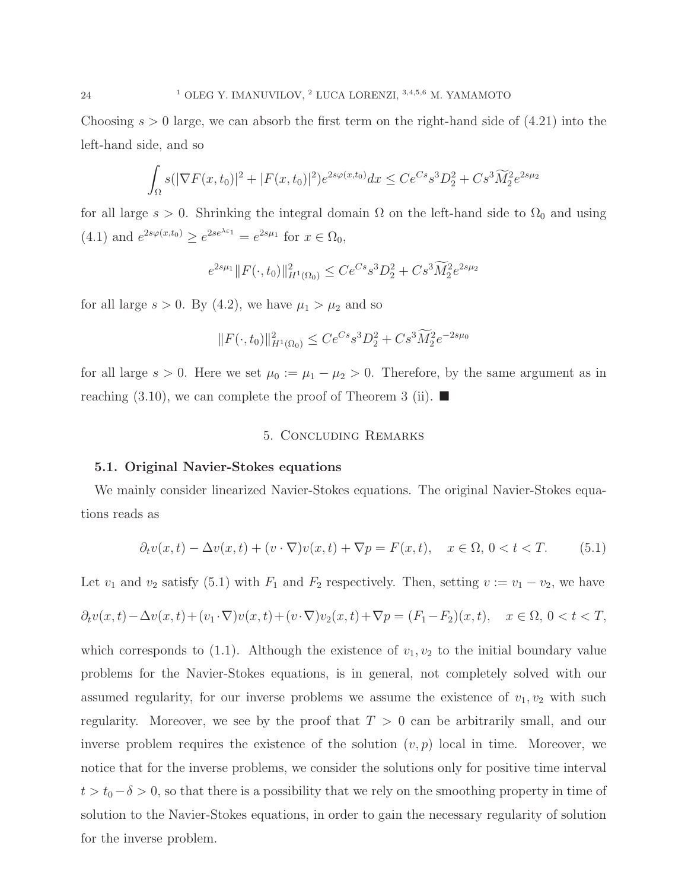Choosing $s > 0$ large, we can absorb the first term on the right-hand side of (4.21) into the left-hand side, and so

$$\int_\Omega s(|\nabla F(x,t_0)|^2 + |F(x,t_0)|^2)e^{2s\varphi(x,t_0)}dx \le Ce^{Cs}s^3 D_2^2 + Cs^3\widetilde{M}_2^2 e^{2s\mu_2}$$

for all large $s > 0$. Shrinking the integral domain $\Omega$ on the left-hand side to $\Omega_0$ and using (4.1) and $e^{2s\varphi(x,t_0)} \ge e^{2se^{\lambda\varepsilon_1}} = e^{2s\mu_1}$ for $x \in \Omega_0$,

$$e^{2s\mu_1}\|F(\cdot,t_0)\|^2_{H^1(\Omega_0)} \le Ce^{Cs}s^3 D_2^2 + Cs^3\widetilde{M}_2^2 e^{2s\mu_2}$$

for all large $s > 0$. By (4.2), we have $\mu_1 > \mu_2$ and so

$$\|F(\cdot,t_0)\|^2_{H^1(\Omega_0)} \le Ce^{Cs}s^3 D_2^2 + Cs^3\widetilde{M}_2^2 e^{-2s\mu_0}$$

for all large $s > 0$. Here we set $\mu_0 := \mu_1 - \mu_2 > 0$. Therefore, by the same argument as in reaching (3.10), we can complete the proof of Theorem 3 (ii). ■

## 5. Concluding Remarks

### 5.1. Original Navier-Stokes equations

We mainly consider linearized Navier-Stokes equations. The original Navier-Stokes equations reads as

$$\partial_t v(x,t) - \Delta v(x,t) + (v\cdot\nabla)v(x,t) + \nabla p = F(x,t), \quad x \in \Omega,\ 0 < t < T. \tag{5.1}$$

Let $v_1$ and $v_2$ satisfy (5.1) with $F_1$ and $F_2$ respectively. Then, setting $v := v_1 - v_2$, we have

$$\partial_t v(x,t) - \Delta v(x,t) + (v_1\cdot\nabla)v(x,t) + (v\cdot\nabla)v_2(x,t) + \nabla p = (F_1 - F_2)(x,t), \quad x \in \Omega,\ 0 < t < T,$$

which corresponds to (1.1). Although the existence of $v_1, v_2$ to the initial boundary value problems for the Navier-Stokes equations, is in general, not completely solved with our assumed regularity, for our inverse problems we assume the existence of $v_1, v_2$ with such regularity. Moreover, we see by the proof that $T > 0$ can be arbitrarily small, and our inverse problem requires the existence of the solution $(v,p)$ local in time. Moreover, we notice that for the inverse problems, we consider the solutions only for positive time interval $t > t_0 - \delta > 0$, so that there is a possibility that we rely on the smoothing property in time of solution to the Navier-Stokes equations, in order to gain the necessary regularity of solution for the inverse problem.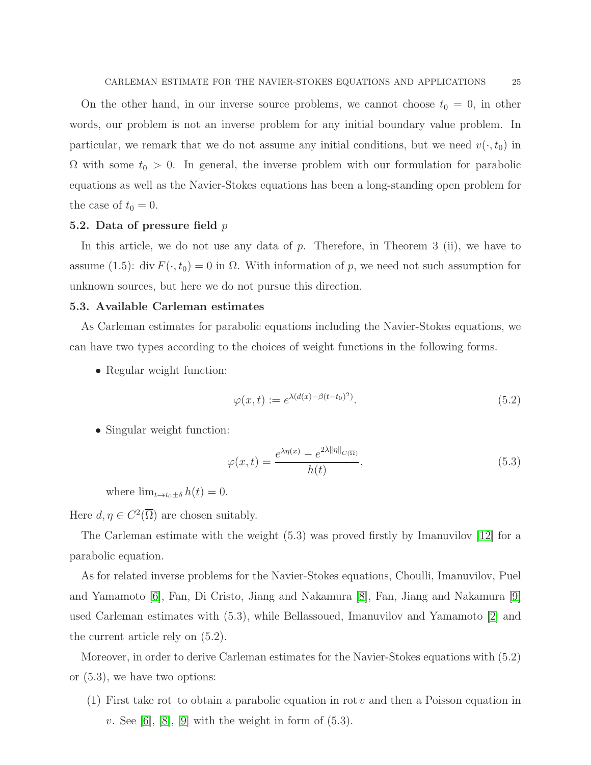On the other hand, in our inverse source problems, we cannot choose $t_0 = 0$, in other words, our problem is not an inverse problem for any initial boundary value problem. In particular, we remark that we do not assume any initial conditions, but we need $v(\cdot, t_0)$ in $\Omega$ with some $t_0 > 0$. In general, the inverse problem with our formulation for parabolic equations as well as the Navier-Stokes equations has been a long-standing open problem for the case of $t_0 = 0$.

### 5.2. Data of pressure field $p$

In this article, we do not use any data of $p$. Therefore, in Theorem 3 (ii), we have to assume (1.5): $\operatorname{div} F(\cdot, t_0) = 0$ in $\Omega$. With information of $p$, we need not such assumption for unknown sources, but here we do not pursue this direction.

### 5.3. Available Carleman estimates

As Carleman estimates for parabolic equations including the Navier-Stokes equations, we can have two types according to the choices of weight functions in the following forms.

- Regular weight function:

$$\varphi(x, t) := e^{\lambda(d(x) - \beta(t-t_0)^2)}. \tag{5.2}$$

- Singular weight function:

$$\varphi(x, t) = \frac{e^{\lambda\eta(x)} - e^{2\lambda\|\eta\|_{C(\overline{\Omega})}}}{h(t)}, \tag{5.3}$$

  where $\lim_{t \to t_0 \pm \delta} h(t) = 0$.

Here $d, \eta \in C^2(\overline{\Omega})$ are chosen suitably.

The Carleman estimate with the weight (5.3) was proved firstly by Imanuvilov [12] for a parabolic equation.

As for related inverse problems for the Navier-Stokes equations, Choulli, Imanuvilov, Puel and Yamamoto [6], Fan, Di Cristo, Jiang and Nakamura [8], Fan, Jiang and Nakamura [9] used Carleman estimates with (5.3), while Bellassoued, Imanuvilov and Yamamoto [2] and the current article rely on (5.2).

Moreover, in order to derive Carleman estimates for the Navier-Stokes equations with (5.2) or (5.3), we have two options:

(1) First take rot to obtain a parabolic equation in $\operatorname{rot} v$ and then a Poisson equation in $v$. See [6], [8], [9] with the weight in form of (5.3).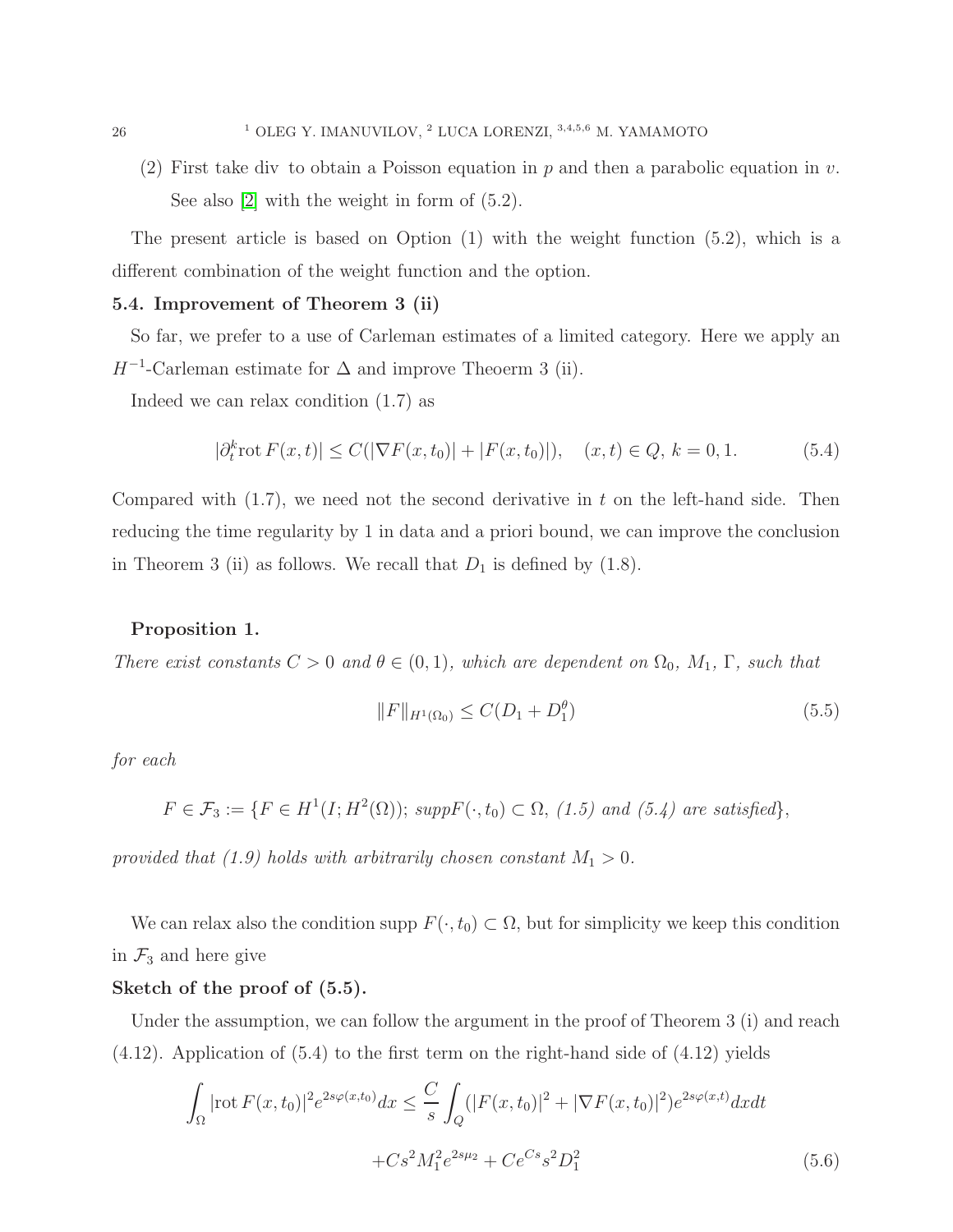(2) First take div to obtain a Poisson equation in $p$ and then a parabolic equation in $v$. See also [2] with the weight in form of (5.2).

The present article is based on Option (1) with the weight function (5.2), which is a different combination of the weight function and the option.

### 5.4. Improvement of Theorem 3 (ii)

So far, we prefer to a use of Carleman estimates of a limited category. Here we apply an $H^{-1}$-Carleman estimate for $\Delta$ and improve Theoerm 3 (ii).

Indeed we can relax condition (1.7) as

$$|\partial_t^k \mathrm{rot}\, F(x,t)| \le C(|\nabla F(x,t_0)| + |F(x,t_0)|), \quad (x,t) \in Q,\ k = 0, 1. \tag{5.4}$$

Compared with (1.7), we need not the second derivative in $t$ on the left-hand side. Then reducing the time regularity by 1 in data and a priori bound, we can improve the conclusion in Theorem 3 (ii) as follows. We recall that $D_1$ is defined by (1.8).

**Proposition 1.**

*There exist constants $C > 0$ and $\theta \in (0,1)$, which are dependent on $\Omega_0$, $M_1$, $\Gamma$, such that*

$$\|F\|_{H^1(\Omega_0)} \le C(D_1 + D_1^\theta) \tag{5.5}$$

*for each*

$$F \in \mathcal{F}_3 := \{F \in H^1(I; H^2(\Omega));\ supp F(\cdot, t_0) \subset \Omega,\ (1.5) \text{ and } (5.4) \text{ are satisfied}\},$$

*provided that (1.9) holds with arbitrarily chosen constant $M_1 > 0$.*

We can relax also the condition supp $F(\cdot, t_0) \subset \Omega$, but for simplicity we keep this condition in $\mathcal{F}_3$ and here give

**Sketch of the proof of (5.5).**

Under the assumption, we can follow the argument in the proof of Theorem 3 (i) and reach (4.12). Application of (5.4) to the first term on the right-hand side of (4.12) yields

$$\int_\Omega |\mathrm{rot}\, F(x,t_0)|^2 e^{2s\varphi(x,t_0)} dx \le \frac{C}{s} \int_Q (|F(x,t_0)|^2 + |\nabla F(x,t_0)|^2) e^{2s\varphi(x,t)} dx dt$$
$$+ Cs^2 M_1^2 e^{2s\mu_2} + Ce^{Cs} s^2 D_1^2 \tag{5.6}$$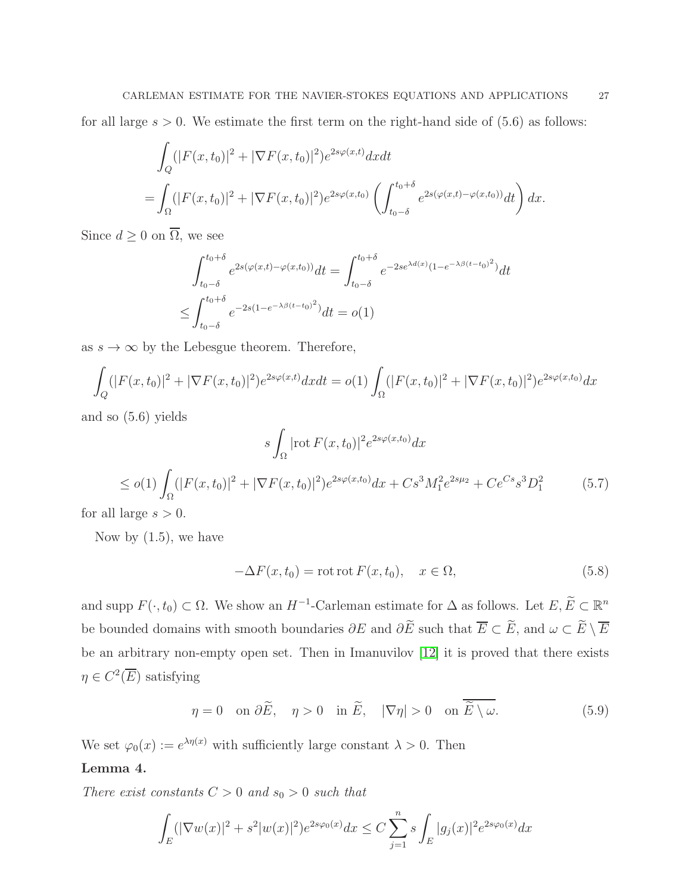for all large $s > 0$. We estimate the first term on the right-hand side of (5.6) as follows:

$$
\begin{aligned}
&\int_Q (|F(x,t_0)|^2 + |\nabla F(x,t_0)|^2) e^{2s\varphi(x,t)} dxdt \\
=&\int_\Omega (|F(x,t_0)|^2 + |\nabla F(x,t_0)|^2) e^{2s\varphi(x,t_0)} \left( \int_{t_0-\delta}^{t_0+\delta} e^{2s(\varphi(x,t)-\varphi(x,t_0))} dt \right) dx.
\end{aligned}
$$

Since $d \ge 0$ on $\overline{\Omega}$, we see

$$
\begin{aligned}
&\int_{t_0-\delta}^{t_0+\delta} e^{2s(\varphi(x,t)-\varphi(x,t_0))} dt = \int_{t_0-\delta}^{t_0+\delta} e^{-2se^{\lambda d(x)}(1-e^{-\lambda\beta(t-t_0)^2})} dt \\
\le &\int_{t_0-\delta}^{t_0+\delta} e^{-2s(1-e^{-\lambda\beta(t-t_0)^2})} dt = o(1)
\end{aligned}
$$

as $s \to \infty$ by the Lebesgue theorem. Therefore,

$$
\int_Q (|F(x,t_0)|^2 + |\nabla F(x,t_0)|^2) e^{2s\varphi(x,t)} dxdt = o(1) \int_\Omega (|F(x,t_0)|^2 + |\nabla F(x,t_0)|^2) e^{2s\varphi(x,t_0)} dx
$$

and so (5.6) yields

$$
\begin{aligned}
&s\int_\Omega |\mathrm{rot}\, F(x,t_0)|^2 e^{2s\varphi(x,t_0)} dx \\
\le\; &o(1) \int_\Omega (|F(x,t_0)|^2 + |\nabla F(x,t_0)|^2) e^{2s\varphi(x,t_0)} dx + Cs^3 M_1^2 e^{2s\mu_2} + Ce^{Cs} s^3 D_1^2 \qquad (5.7)
\end{aligned}
$$

for all large $s > 0$.

Now by (1.5), we have

$$
-\Delta F(x,t_0) = \mathrm{rot}\,\mathrm{rot}\, F(x,t_0), \quad x \in \Omega, \tag{5.8}
$$

and $\mathrm{supp}\, F(\cdot, t_0) \subset \Omega$. We show an $H^{-1}$-Carleman estimate for $\Delta$ as follows. Let $E, \widetilde{E} \subset \mathbb{R}^n$ be bounded domains with smooth boundaries $\partial E$ and $\partial \widetilde{E}$ such that $\overline{E} \subset \widetilde{E}$, and $\omega \subset \widetilde{E} \setminus \overline{E}$ be an arbitrary non-empty open set. Then in Imanuvilov [12] it is proved that there exists $\eta \in C^2(\overline{E})$ satisfying

$$
\eta = 0 \quad \text{on } \partial\widetilde{E}, \quad \eta > 0 \quad \text{in } \widetilde{E}, \quad |\nabla \eta| > 0 \quad \text{on } \overline{\widetilde{E} \setminus \omega}. \tag{5.9}
$$

We set $\varphi_0(x) := e^{\lambda \eta(x)}$ with sufficiently large constant $\lambda > 0$. Then

**Lemma 4.**

*There exist constants $C > 0$ and $s_0 > 0$ such that*

$$
\int_E (|\nabla w(x)|^2 + s^2 |w(x)|^2) e^{2s\varphi_0(x)} dx \le C \sum_{j=1}^n s \int_E |g_j(x)|^2 e^{2s\varphi_0(x)} dx
$$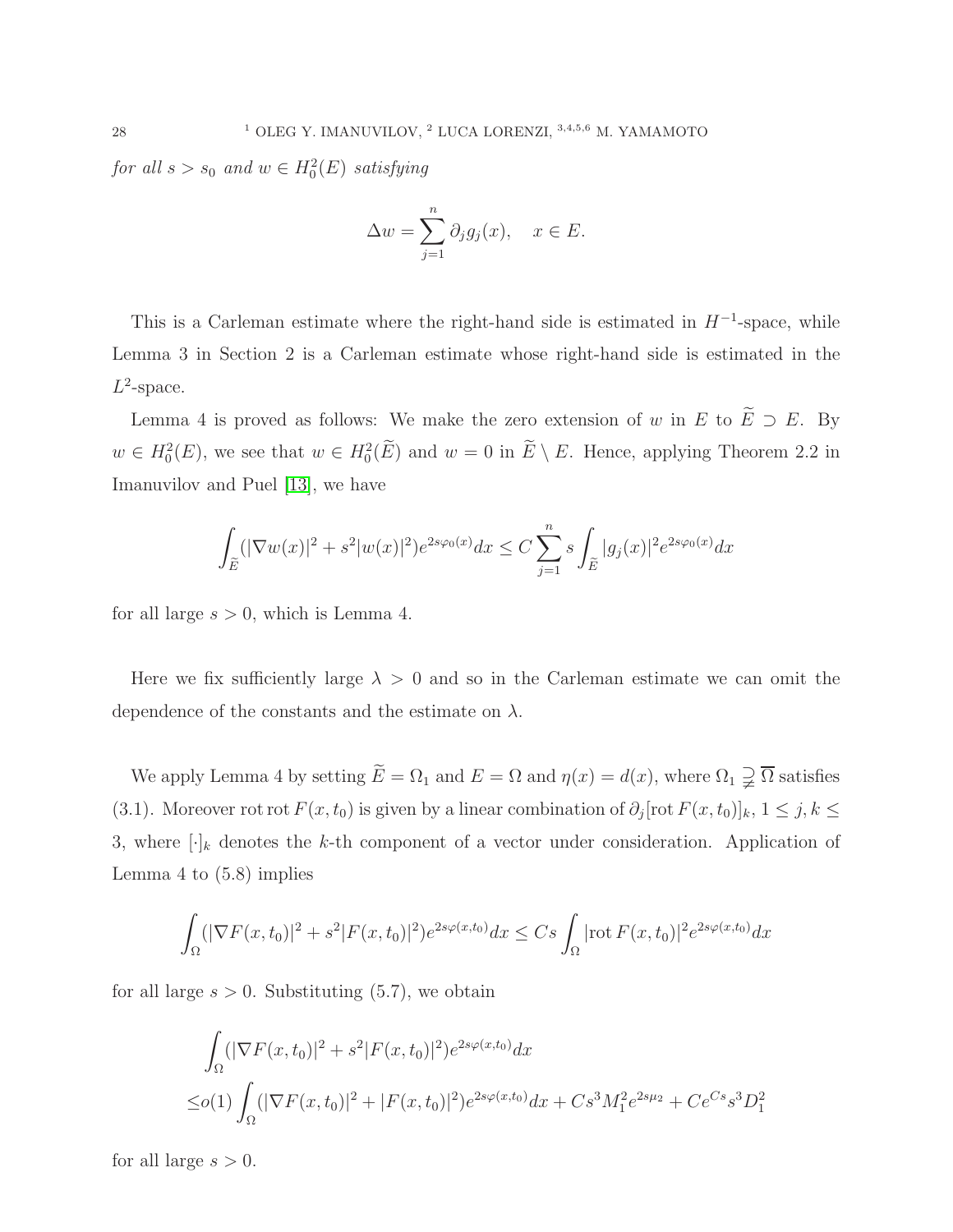*for all $s > s_0$ and $w \in H_0^2(E)$ satisfying*

$$\Delta w = \sum_{j=1}^n \partial_j g_j(x), \quad x \in E.$$

This is a Carleman estimate where the right-hand side is estimated in $H^{-1}$-space, while Lemma 3 in Section 2 is a Carleman estimate whose right-hand side is estimated in the $L^2$-space.

Lemma 4 is proved as follows: We make the zero extension of $w$ in $E$ to $\widetilde{E} \supset E$. By $w \in H_0^2(E)$, we see that $w \in H_0^2(\widetilde{E})$ and $w = 0$ in $\widetilde{E} \setminus E$. Hence, applying Theorem 2.2 in Imanuvilov and Puel [13], we have

$$\int_{\widetilde{E}} (|\nabla w(x)|^2 + s^2|w(x)|^2) e^{2s\varphi_0(x)} dx \le C \sum_{j=1}^n s \int_{\widetilde{E}} |g_j(x)|^2 e^{2s\varphi_0(x)} dx$$

for all large $s > 0$, which is Lemma 4.

Here we fix sufficiently large $\lambda > 0$ and so in the Carleman estimate we can omit the dependence of the constants and the estimate on $\lambda$.

We apply Lemma 4 by setting $\widetilde{E} = \Omega_1$ and $E = \Omega$ and $\eta(x) = d(x)$, where $\Omega_1 \supsetneqq \overline{\Omega}$ satisfies (3.1). Moreover rot rot $F(x, t_0)$ is given by a linear combination of $\partial_j[\mathrm{rot}\, F(x, t_0)]_k$, $1 \le j, k \le 3$, where $[\cdot]_k$ denotes the $k$-th component of a vector under consideration. Application of Lemma 4 to (5.8) implies

$$\int_\Omega (|\nabla F(x, t_0)|^2 + s^2|F(x, t_0)|^2) e^{2s\varphi(x,t_0)} dx \le Cs \int_\Omega |\mathrm{rot}\, F(x, t_0)|^2 e^{2s\varphi(x,t_0)} dx$$

for all large $s > 0$. Substituting (5.7), we obtain

$$\begin{aligned}
&\int_\Omega (|\nabla F(x, t_0)|^2 + s^2|F(x, t_0)|^2) e^{2s\varphi(x,t_0)} dx \\
\le& o(1) \int_\Omega (|\nabla F(x, t_0)|^2 + |F(x, t_0)|^2) e^{2s\varphi(x,t_0)} dx + Cs^3 M_1^2 e^{2s\mu_2} + Ce^{Cs} s^3 D_1^2
\end{aligned}$$

for all large $s > 0$.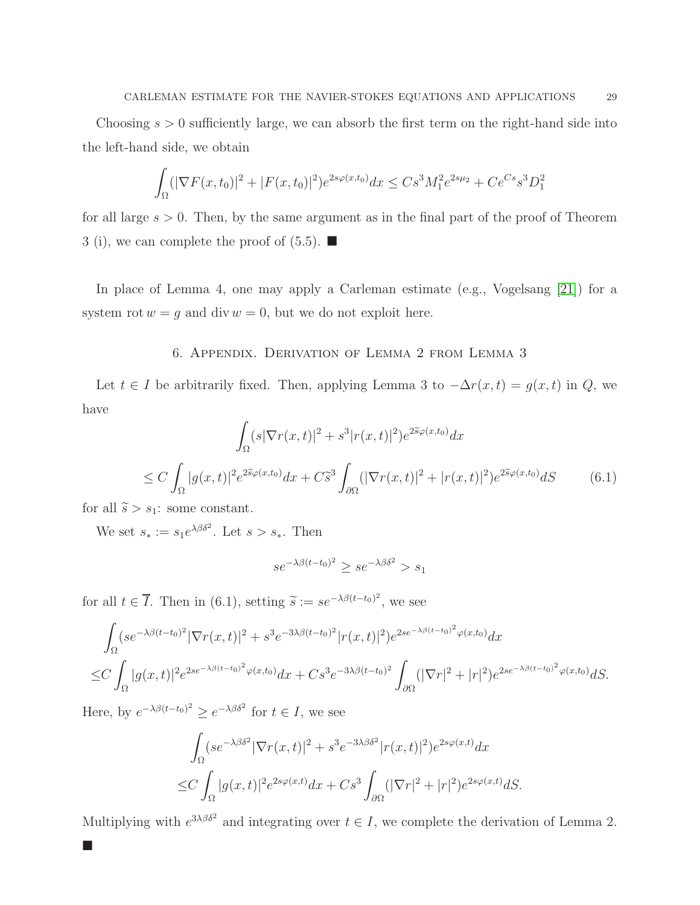Choosing $s > 0$ sufficiently large, we can absorb the first term on the right-hand side into the left-hand side, we obtain

$$\int_\Omega (|\nabla F(x,t_0)|^2 + |F(x,t_0)|^2) e^{2s\varphi(x,t_0)} dx \le C s^3 M_1^2 e^{2s\mu_2} + C e^{Cs} s^3 D_1^2$$

for all large $s > 0$. Then, by the same argument as in the final part of the proof of Theorem 3 (i), we can complete the proof of (5.5). ■

In place of Lemma 4, one may apply a Carleman estimate (e.g., Vogelsang [21]) for a system $\mathrm{rot}\, w = g$ and $\mathrm{div}\, w = 0$, but we do not exploit here.

## 6. Appendix. Derivation of Lemma 2 from Lemma 3

Let $t \in I$ be arbitrarily fixed. Then, applying Lemma 3 to $-\Delta r(x,t) = g(x,t)$ in $Q$, we have

$$\int_\Omega (s|\nabla r(x,t)|^2 + s^3 |r(x,t)|^2) e^{2\widetilde{s}\varphi(x,t_0)} dx$$
$$\le C \int_\Omega |g(x,t)|^2 e^{2\widetilde{s}\varphi(x,t_0)} dx + C\widetilde{s}^3 \int_{\partial\Omega} (|\nabla r(x,t)|^2 + |r(x,t)|^2) e^{2\widetilde{s}\varphi(x,t_0)} dS \tag{6.1}$$

for all $\widetilde{s} > s_1$: some constant.

We set $s_* := s_1 e^{\lambda\beta\delta^2}$. Let $s > s_*$. Then

$$s e^{-\lambda\beta(t-t_0)^2} \ge s e^{-\lambda\beta\delta^2} > s_1$$

for all $t \in \overline{I}$. Then in (6.1), setting $\widetilde{s} := s e^{-\lambda\beta(t-t_0)^2}$, we see

$$\int_\Omega (s e^{-\lambda\beta(t-t_0)^2} |\nabla r(x,t)|^2 + s^3 e^{-3\lambda\beta(t-t_0)^2} |r(x,t)|^2) e^{2se^{-\lambda\beta(t-t_0)^2}\varphi(x,t_0)} dx$$
$$\le C \int_\Omega |g(x,t)|^2 e^{2se^{-\lambda\beta(t-t_0)^2}\varphi(x,t_0)} dx + C s^3 e^{-3\lambda\beta(t-t_0)^2} \int_{\partial\Omega} (|\nabla r|^2 + |r|^2) e^{2se^{-\lambda\beta(t-t_0)^2}\varphi(x,t_0)} dS.$$

Here, by $e^{-\lambda\beta(t-t_0)^2} \ge e^{-\lambda\beta\delta^2}$ for $t \in I$, we see

$$\int_\Omega (s e^{-\lambda\beta\delta^2} |\nabla r(x,t)|^2 + s^3 e^{-3\lambda\beta\delta^2} |r(x,t)|^2) e^{2s\varphi(x,t)} dx$$
$$\le C \int_\Omega |g(x,t)|^2 e^{2s\varphi(x,t)} dx + C s^3 \int_{\partial\Omega} (|\nabla r|^2 + |r|^2) e^{2s\varphi(x,t)} dS.$$

Multiplying with $e^{3\lambda\beta\delta^2}$ and integrating over $t \in I$, we complete the derivation of Lemma 2. ■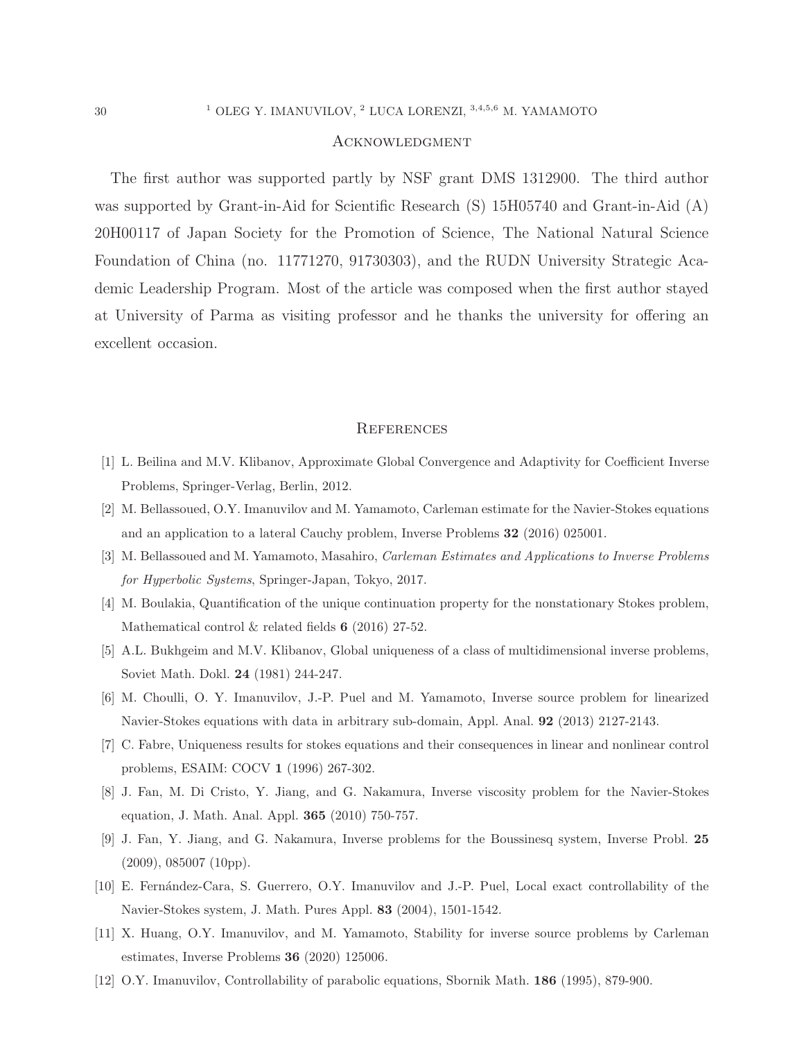## Acknowledgment

The first author was supported partly by NSF grant DMS 1312900. The third author was supported by Grant-in-Aid for Scientific Research (S) 15H05740 and Grant-in-Aid (A) 20H00117 of Japan Society for the Promotion of Science, The National Natural Science Foundation of China (no. 11771270, 91730303), and the RUDN University Strategic Academic Leadership Program. Most of the article was composed when the first author stayed at University of Parma as visiting professor and he thanks the university for offering an excellent occasion.

## References

[1] L. Beilina and M.V. Klibanov, Approximate Global Convergence and Adaptivity for Coefficient Inverse Problems, Springer-Verlag, Berlin, 2012.

[2] M. Bellassoued, O.Y. Imanuvilov and M. Yamamoto, Carleman estimate for the Navier-Stokes equations and an application to a lateral Cauchy problem, Inverse Problems **32** (2016) 025001.

[3] M. Bellassoued and M. Yamamoto, Masahiro, *Carleman Estimates and Applications to Inverse Problems for Hyperbolic Systems*, Springer-Japan, Tokyo, 2017.

[4] M. Boulakia, Quantification of the unique continuation property for the nonstationary Stokes problem, Mathematical control & related fields **6** (2016) 27-52.

[5] A.L. Bukhgeim and M.V. Klibanov, Global uniqueness of a class of multidimensional inverse problems, Soviet Math. Dokl. **24** (1981) 244-247.

[6] M. Choulli, O. Y. Imanuvilov, J.-P. Puel and M. Yamamoto, Inverse source problem for linearized Navier-Stokes equations with data in arbitrary sub-domain, Appl. Anal. **92** (2013) 2127-2143.

[7] C. Fabre, Uniqueness results for stokes equations and their consequences in linear and nonlinear control problems, ESAIM: COCV **1** (1996) 267-302.

[8] J. Fan, M. Di Cristo, Y. Jiang, and G. Nakamura, Inverse viscosity problem for the Navier-Stokes equation, J. Math. Anal. Appl. **365** (2010) 750-757.

[9] J. Fan, Y. Jiang, and G. Nakamura, Inverse problems for the Boussinesq system, Inverse Probl. **25** (2009), 085007 (10pp).

[10] E. Fernández-Cara, S. Guerrero, O.Y. Imanuvilov and J.-P. Puel, Local exact controllability of the Navier-Stokes system, J. Math. Pures Appl. **83** (2004), 1501-1542.

[11] X. Huang, O.Y. Imanuvilov, and M. Yamamoto, Stability for inverse source problems by Carleman estimates, Inverse Problems **36** (2020) 125006.

[12] O.Y. Imanuvilov, Controllability of parabolic equations, Sbornik Math. **186** (1995), 879-900.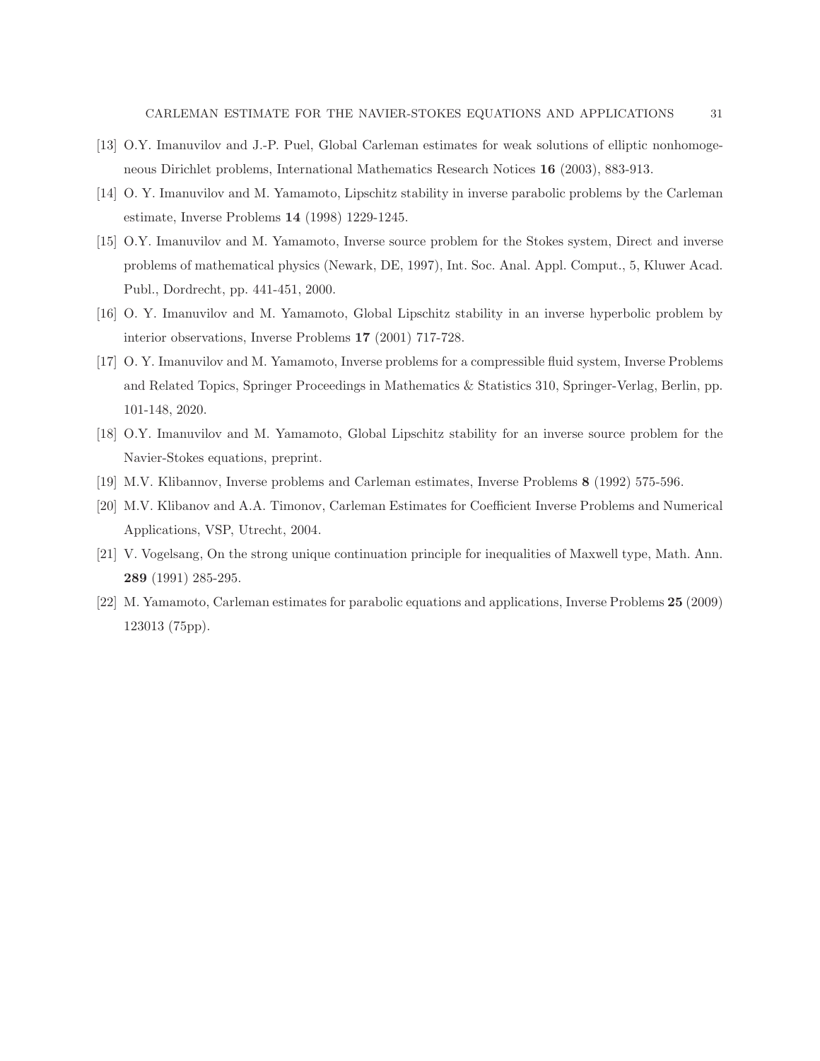[13] O.Y. Imanuvilov and J.-P. Puel, Global Carleman estimates for weak solutions of elliptic nonhomogeneous Dirichlet problems, International Mathematics Research Notices **16** (2003), 883-913.

[14] O. Y. Imanuvilov and M. Yamamoto, Lipschitz stability in inverse parabolic problems by the Carleman estimate, Inverse Problems **14** (1998) 1229-1245.

[15] O.Y. Imanuvilov and M. Yamamoto, Inverse source problem for the Stokes system, Direct and inverse problems of mathematical physics (Newark, DE, 1997), Int. Soc. Anal. Appl. Comput., 5, Kluwer Acad. Publ., Dordrecht, pp. 441-451, 2000.

[16] O. Y. Imanuvilov and M. Yamamoto, Global Lipschitz stability in an inverse hyperbolic problem by interior observations, Inverse Problems **17** (2001) 717-728.

[17] O. Y. Imanuvilov and M. Yamamoto, Inverse problems for a compressible fluid system, Inverse Problems and Related Topics, Springer Proceedings in Mathematics & Statistics 310, Springer-Verlag, Berlin, pp. 101-148, 2020.

[18] O.Y. Imanuvilov and M. Yamamoto, Global Lipschitz stability for an inverse source problem for the Navier-Stokes equations, preprint.

[19] M.V. Klibannov, Inverse problems and Carleman estimates, Inverse Problems **8** (1992) 575-596.

[20] M.V. Klibanov and A.A. Timonov, Carleman Estimates for Coefficient Inverse Problems and Numerical Applications, VSP, Utrecht, 2004.

[21] V. Vogelsang, On the strong unique continuation principle for inequalities of Maxwell type, Math. Ann. **289** (1991) 285-295.

[22] M. Yamamoto, Carleman estimates for parabolic equations and applications, Inverse Problems **25** (2009) 123013 (75pp).